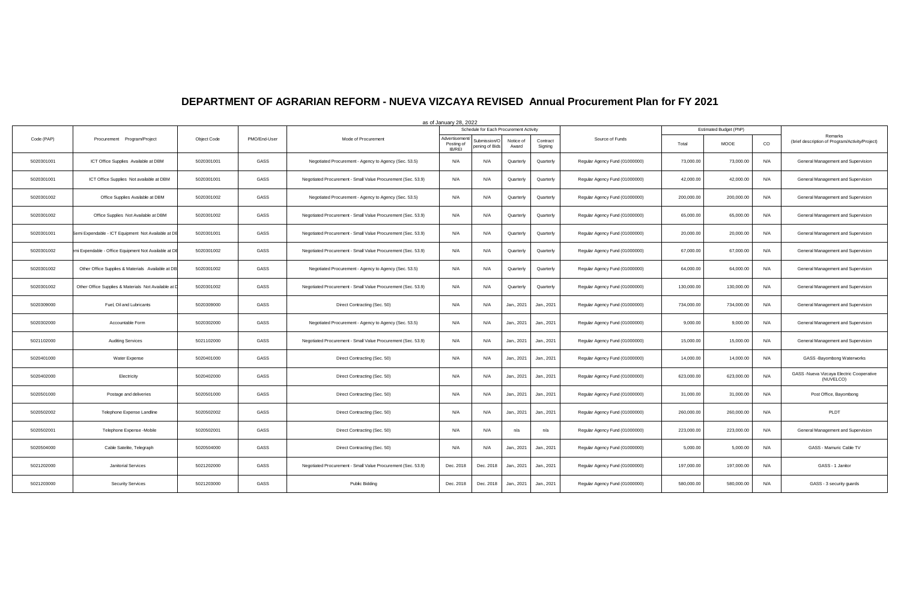# DEPARTMENT OF AGRARIAN REFORM - NUEVA VIZCAYA REVISED Annual Procurement Plan for FY 2021

as of January 28, 2022

| Code (PAP) | Procurement Program/Project | Object Code | PMO/End-User | Mode of Procurement | Schedule for Each Procurement Activity | | | | Source of Funds | Estimated Budget (PhP) | | | Remarks (brief description of Program/Activity/Project) |
|---|---|---|---|---|---|---|---|---|---|---|---|---|---|
| | | | | | Advertisement/ Posting of IB/REI | Submission/Opening of Bids | Notice of Award | Contract Signing | | Total | MOOE | CO | |
| 5020301001 | ICT Office Supplies Available at DBM | 5020301001 | GASS | Negotiated Procurement - Agency to Agency (Sec. 53.5) | N/A | N/A | Quarterly | Quarterly | Regular Agency Fund (01000000) | 73,000.00 | 73,000.00 | N/A | General Management and Supervision |
| 5020301001 | ICT Office Supplies Not available at DBM | 5020301001 | GASS | Negotiated Procurement - Small Value Procurement (Sec. 53.9) | N/A | N/A | Quarterly | Quarterly | Regular Agency Fund (01000000) | 42,000.00 | 42,000.00 | N/A | General Management and Supervision |
| 5020301002 | Office Supplies Available at DBM | 5020301002 | GASS | Negotiated Procurement - Agency to Agency (Sec. 53.5) | N/A | N/A | Quarterly | Quarterly | Regular Agency Fund (01000000) | 200,000.00 | 200,000.00 | N/A | General Management and Supervision |
| 5020301002 | Office Supplies Not Available at DBM | 5020301002 | GASS | Negotiated Procurement - Small Value Procurement (Sec. 53.9) | N/A | N/A | Quarterly | Quarterly | Regular Agency Fund (01000000) | 65,000.00 | 65,000.00 | N/A | General Management and Supervision |
| 5020301001 | Semi Expendable - ICT Equipment Not Available at DE | 5020301001 | GASS | Negotiated Procurement - Small Value Procurement (Sec. 53.9) | N/A | N/A | Quarterly | Quarterly | Regular Agency Fund (01000000) | 20,000.00 | 20,000.00 | N/A | General Management and Supervision |
| 5020301002 | emi Expendable - Office Equipment Not Available at DE | 5020301002 | GASS | Negotiated Procurement - Small Value Procurement (Sec. 53.9) | N/A | N/A | Quarterly | Quarterly | Regular Agency Fund (01000000) | 67,000.00 | 67,000.00 | N/A | General Management and Supervision |
| 5020301002 | Other Office Supplies & Materials Available at DB | 5020301002 | GASS | Negotiated Procurement - Agency to Agency (Sec. 53.5) | N/A | N/A | Quarterly | Quarterly | Regular Agency Fund (01000000) | 64,000.00 | 64,000.00 | N/A | General Management and Supervision |
| 5020301002 | Other Office Supplies & Materials Not Available at D | 5020301002 | GASS | Negotiated Procurement - Small Value Procurement (Sec. 53.9) | N/A | N/A | Quarterly | Quarterly | Regular Agency Fund (01000000) | 130,000.00 | 130,000.00 | N/A | General Management and Supervision |
| 5020309000 | Fuel, Oil and Lubricants | 5020309000 | GASS | Direct Contracting (Sec. 50) | N/A | N/A | Jan., 2021 | Jan., 2021 | Regular Agency Fund (01000000) | 734,000.00 | 734,000.00 | N/A | General Management and Supervision |
| 5020302000 | Accountable Form | 5020302000 | GASS | Negotiated Procurement - Agency to Agency (Sec. 53.5) | N/A | N/A | Jan., 2021 | Jan., 2021 | Regular Agency Fund (01000000) | 9,000.00 | 9,000.00 | N/A | General Management and Supervision |
| 5021102000 | Auditing Services | 5021102000 | GASS | Negotiated Procurement - Small Value Procurement (Sec. 53.9) | N/A | N/A | Jan., 2021 | Jan., 2021 | Regular Agency Fund (01000000) | 15,000.00 | 15,000.00 | N/A | General Management and Supervision |
| 5020401000 | Water Expense | 5020401000 | GASS | Direct Contracting (Sec. 50) | N/A | N/A | Jan., 2021 | Jan., 2021 | Regular Agency Fund (01000000) | 14,000.00 | 14,000.00 | N/A | GASS -Bayombong Waterworks |
| 5020402000 | Electricity | 5020402000 | GASS | Direct Contracting (Sec. 50) | N/A | N/A | Jan., 2021 | Jan., 2021 | Regular Agency Fund (01000000) | 623,000.00 | 623,000.00 | N/A | GASS -Nueva Vizcaya Electric Cooperative (NUVELCO) |
| 5020501000 | Postage and deliveries | 5020501000 | GASS | Direct Contracting (Sec. 50) | N/A | N/A | Jan., 2021 | Jan., 2021 | Regular Agency Fund (01000000) | 31,000.00 | 31,000.00 | N/A | Post Office, Bayombong |
| 5020502002 | Telephone Expense Landline | 5020502002 | GASS | Direct Contracting (Sec. 50) | N/A | N/A | Jan., 2021 | Jan., 2021 | Regular Agency Fund (01000000) | 260,000.00 | 260,000.00 | N/A | PLDT |
| 5020502001 | Telephone Expense -Mobile | 5020502001 | GASS | Direct Contracting (Sec. 50) | N/A | N/A | n/a | n/a | Regular Agency Fund (01000000) | 223,000.00 | 223,000.00 | N/A | General Management and Supervision |
| 5020504000 | Cable Satelite, Telegraph | 5020504000 | GASS | Direct Contracting (Sec. 50) | N/A | N/A | Jan., 2021 | Jan., 2021 | Regular Agency Fund (01000000) | 5,000.00 | 5,000.00 | N/A | GASS - Mamuric Cable TV |
| 5021202000 | Janitorial Services | 5021202000 | GASS | Negotiated Procurement - Small Value Procurement (Sec. 53.9) | Dec. 2018 | Dec. 2018 | Jan., 2021 | Jan., 2021 | Regular Agency Fund (01000000) | 197,000.00 | 197,000.00 | N/A | GASS - 1 Janitor |
| 5021203000 | Security Services | 5021203000 | GASS | Public Bidding | Dec. 2018 | Dec. 2018 | Jan., 2021 | Jan., 2021 | Regular Agency Fund (01000000) | 580,000.00 | 580,000.00 | N/A | GASS - 3 security guards |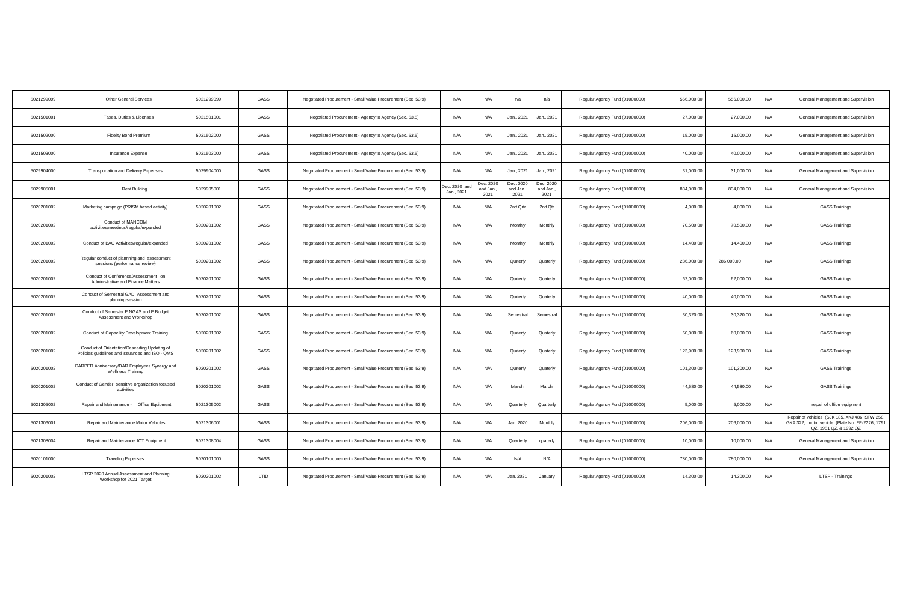| | | | | | | | | | | | | | |
|---|---|---|---|---|---|---|---|---|---|---|---|---|---|
| 5021299099 | Other General Services | 5021299099 | GASS | Negotiated Procurement - Small Value Procurement (Sec. 53.9) | N/A | N/A | n/a | n/a | Regular Agency Fund (01000000) | 556,000.00 | 556,000.00 | N/A | General Management and Supervision |
| 5021501001 | Taxes, Duties & Licenses | 5021501001 | GASS | Negotiated Procurement - Agency to Agency (Sec. 53.5) | N/A | N/A | Jan., 2021 | Jan., 2021 | Regular Agency Fund (01000000) | 27,000.00 | 27,000.00 | N/A | General Management and Supervision |
| 5021502000 | Fidelity Bond Premium | 5021502000 | GASS | Negotiated Procurement - Agency to Agency (Sec. 53.5) | N/A | N/A | Jan., 2021 | Jan., 2021 | Regular Agency Fund (01000000) | 15,000.00 | 15,000.00 | N/A | General Management and Supervision |
| 5021503000 | Insurance Expense | 5021503000 | GASS | Negotiated Procurement - Agency to Agency (Sec. 53.5) | N/A | N/A | Jan., 2021 | Jan., 2021 | Regular Agency Fund (01000000) | 40,000.00 | 40,000.00 | N/A | General Management and Supervision |
| 5029904000 | Transportation and Delivery Expenses | 5029904000 | GASS | Negotiated Procurement - Small Value Procurement (Sec. 53.9) | N/A | N/A | Jan., 2021 | Jan., 2021 | Regular Agency Fund (01000000) | 31,000.00 | 31,000.00 | N/A | General Management and Supervision |
| 5029905001 | Rent Building | 5029905001 | GASS | Negotiated Procurement - Small Value Procurement (Sec. 53.9) | Dec. 2020 and Jan., 2021 | Dec. 2020 and Jan., 2021 | Dec. 2020 and Jan., 2021 | Dec. 2020 and Jan., 2021 | Regular Agency Fund (01000000) | 834,000.00 | 834,000.00 | N/A | General Management and Supervision |
| 5020201002 | Marketing campaign (PRISM based activity) | 5020201002 | GASS | Negotiated Procurement - Small Value Procurement (Sec. 53.9) | N/A | N/A | 2nd Qrtr | 2nd Qtr | Regular Agency Fund (01000000) | 4,000.00 | 4,000.00 | N/A | GASS Trainings |
| 5020201002 | Conduct of MANCOM activities/meetings/regular/expanded | 5020201002 | GASS | Negotiated Procurement - Small Value Procurement (Sec. 53.9) | N/A | N/A | Monthly | Monthly | Regular Agency Fund (01000000) | 70,500.00 | 70,500.00 | N/A | GASS Trainings |
| 5020201002 | Conduct of BAC Activities/regular/expanded | 5020201002 | GASS | Negotiated Procurement - Small Value Procurement (Sec. 53.9) | N/A | N/A | Monthly | Monthly | Regular Agency Fund (01000000) | 14,400.00 | 14,400.00 | N/A | GASS Trainings |
| 5020201002 | Regular conduct of plannning and assessment sessions (performance review) | 5020201002 | GASS | Negotiated Procurement - Small Value Procurement (Sec. 53.9) | N/A | N/A | Qurterly | Quaterly | Regular Agency Fund (01000000) | 286,000.00 | 286,000.00 | N/A | GASS Trainings |
| 5020201002 | Conduct of Conference/Assessment on Administrative and Finance Matters | 5020201002 | GASS | Negotiated Procurement - Small Value Procurement (Sec. 53.9) | N/A | N/A | Qurterly | Quaterly | Regular Agency Fund (01000000) | 62,000.00 | 62,000.00 | N/A | GASS Trainings |
| 5020201002 | Conduct of Semestral GAD Assessment and planning session | 5020201002 | GASS | Negotiated Procurement - Small Value Procurement (Sec. 53.9) | N/A | N/A | Qurterly | Quaterly | Regular Agency Fund (01000000) | 40,000.00 | 40,000.00 | N/A | GASS Trainings |
| 5020201002 | Conduct of Semester E NGAS and E Budget Assessment and Workshop | 5020201002 | GASS | Negotiated Procurement - Small Value Procurement (Sec. 53.9) | N/A | N/A | Semestral | Semestral | Regular Agency Fund (01000000) | 30,320.00 | 30,320.00 | N/A | GASS Trainings |
| 5020201002 | Conduct of Capacility Development Training | 5020201002 | GASS | Negotiated Procurement - Small Value Procurement (Sec. 53.9) | N/A | N/A | Qurterly | Quaterly | Regular Agency Fund (01000000) | 60,000.00 | 60,000.00 | N/A | GASS Trainings |
| 5020201002 | Conduct of Orientation/Cascading Updating of Policies guidelines and issuances and ISO - QMS | 5020201002 | GASS | Negotiated Procurement - Small Value Procurement (Sec. 53.9) | N/A | N/A | Qurterly | Quaterly | Regular Agency Fund (01000000) | 123,900.00 | 123,900.00 | N/A | GASS Trainings |
| 5020201002 | CARPER Anniversary/DAR Employees Synergy and Wellness Training | 5020201002 | GASS | Negotiated Procurement - Small Value Procurement (Sec. 53.9) | N/A | N/A | Qurterly | Quaterly | Regular Agency Fund (01000000) | 101,300.00 | 101,300.00 | N/A | GASS Trainings |
| 5020201002 | Conduct of Gender sensitive organization focused activities | 5020201002 | GASS | Negotiated Procurement - Small Value Procurement (Sec. 53.9) | N/A | N/A | March | March | Regular Agency Fund (01000000) | 44,580.00 | 44,580.00 | N/A | GASS Trainings |
| 5021305002 | Repair and Maintenance - Office Equipment | 5021305002 | GASS | Negotiated Procurement - Small Value Procurement (Sec. 53.9) | N/A | N/A | Quarterly | Quarterly | Regular Agency Fund (01000000) | 5,000.00 | 5,000.00 | N/A | repair of office equipment |
| 5021306001 | Repair and Maintenance Motor Vehicles | 5021306001 | GASS | Negotiated Procurement - Small Value Procurement (Sec. 53.9) | N/A | N/A | Jan. 2020 | Monthly | Regular Agency Fund (01000000) | 206,000.00 | 206,000.00 | N/A | Repair of vehicles (SJK 185, XKJ 486, SFW 258, GKA 322, motor vehicle (Plate No. FP-2226, 1791 QZ, 1981 QZ, & 1992 QZ |
| 5021308004 | Repair and Maintenance ICT Equipment | 5021308004 | GASS | Negotiated Procurement - Small Value Procurement (Sec. 53.9) | N/A | N/A | Quarterly | quaterly | Regular Agency Fund (01000000) | 10,000.00 | 10,000.00 | N/A | General Management and Supervision |
| 5020101000 | Traveling Expenses | 5020101000 | GASS | Negotiated Procurement - Small Value Procurement (Sec. 53.9) | N/A | N/A | N/A | N/A | Regular Agency Fund (01000000) | 780,000.00 | 780,000.00 | N/A | General Management and Supervision |
| 5020201002 | LTSP 2020 Annual Assessment and Planning Workshop for 2021 Target | 5020201002 | LTID | Negotiated Procurement - Small Value Procurement (Sec. 53.9) | N/A | N/A | Jan. 2021 | January | Regular Agency Fund (01000000) | 14,300.00 | 14,300.00 | N/A | LTSP - Trainings |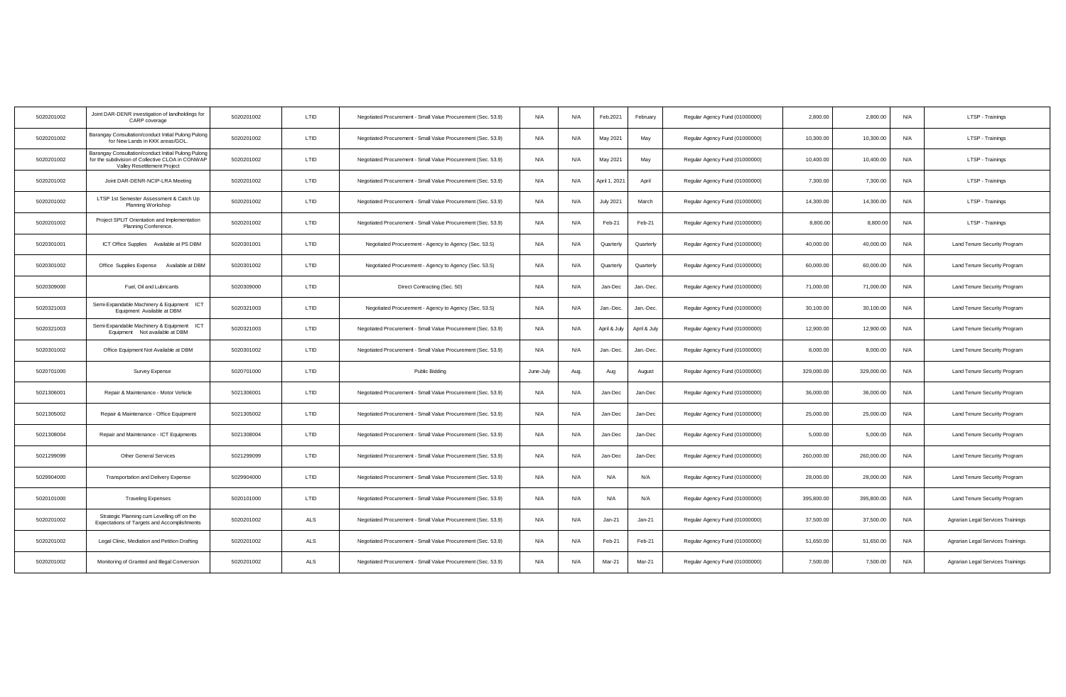| | | | | | | | | | | | | | |
|---|---|---|---|---|---|---|---|---|---|---|---|---|---|
| 5020201002 | Joint DAR-DENR investigation of landholdings for CARP coverage | 5020201002 | LTID | Negotiated Procurement - Small Value Procurement (Sec. 53.9) | N/A | N/A | Feb.2021 | February | Regular Agency Fund (01000000) | 2,800.00 | 2,800.00 | N/A | LTSP - Trainings |
| 5020201002 | Barangay Consultation/conduct Initial Pulong Pulong for New Lands in KKK areas/GOL. | 5020201002 | LTID | Negotiated Procurement - Small Value Procurement (Sec. 53.9) | N/A | N/A | May 2021 | May | Regular Agency Fund (01000000) | 10,300.00 | 10,300.00 | N/A | LTSP - Trainings |
| 5020201002 | Barangay Consultation/conduct Initial Pulong Pulong for the subdivision of Collective CLOA in CONWAP Valley Resettlement Project | 5020201002 | LTID | Negotiated Procurement - Small Value Procurement (Sec. 53.9) | N/A | N/A | May 2021 | May | Regular Agency Fund (01000000) | 10,400.00 | 10,400.00 | N/A | LTSP - Trainings |
| 5020201002 | Joint DAR-DENR-NCIP-LRA Meeting | 5020201002 | LTID | Negotiated Procurement - Small Value Procurement (Sec. 53.9) | N/A | N/A | April 1, 2021 | April | Regular Agency Fund (01000000) | 7,300.00 | 7,300.00 | N/A | LTSP - Trainings |
| 5020201002 | LTSP 1st Semester Assessment & Catch Up Planning Workshop | 5020201002 | LTID | Negotiated Procurement - Small Value Procurement (Sec. 53.9) | N/A | N/A | July 2021 | March | Regular Agency Fund (01000000) | 14,300.00 | 14,300.00 | N/A | LTSP - Trainings |
| 5020201002 | Project SPLIT Orientation and Implementation Planning Conference. | 5020201002 | LTID | Negotiated Procurement - Small Value Procurement (Sec. 53.9) | N/A | N/A | Feb-21 | Feb-21 | Regular Agency Fund (01000000) | 8,800.00 | 8,800.00 | N/A | LTSP - Trainings |
| 5020301001 | ICT Office Supplies Available at PS DBM | 5020301001 | LTID | Negotiated Procurement - Agency to Agency (Sec. 53.5) | N/A | N/A | Quarterly | Quarterly | Regular Agency Fund (01000000) | 40,000.00 | 40,000.00 | N/A | Land Tenure Security Program |
| 5020301002 | Office Supplies Expense Available at DBM | 5020301002 | LTID | Negotiated Procurement - Agency to Agency (Sec. 53.5) | N/A | N/A | Quarterly | Quarterly | Regular Agency Fund (01000000) | 60,000.00 | 60,000.00 | N/A | Land Tenure Security Program |
| 5020309000 | Fuel, Oil and Lubricants | 5020309000 | LTID | Direct Contracting (Sec. 50) | N/A | N/A | Jan-Dec | Jan.-Dec. | Regular Agency Fund (01000000) | 71,000.00 | 71,000.00 | N/A | Land Tenure Security Program |
| 5020321003 | Semi-Expandable Machinery & Equipment ICT Equipment Available at DBM | 5020321003 | LTID | Negotiated Procurement - Agency to Agency (Sec. 53.5) | N/A | N/A | Jan.-Dec. | Jan.-Dec. | Regular Agency Fund (01000000) | 30,100.00 | 30,100.00 | N/A | Land Tenure Security Program |
| 5020321003 | Semi-Expandable Machinery & Equipment ICT Equipment Not available at DBM | 5020321003 | LTID | Negotiated Procurement - Small Value Procurement (Sec. 53.9) | N/A | N/A | April & July | April & July | Regular Agency Fund (01000000) | 12,900.00 | 12,900.00 | N/A | Land Tenure Security Program |
| 5020301002 | Office Equipment Not Available at DBM | 5020301002 | LTID | Negotiated Procurement - Small Value Procurement (Sec. 53.9) | N/A | N/A | Jan.-Dec. | Jan.-Dec. | Regular Agency Fund (01000000) | 8,000.00 | 8,000.00 | N/A | Land Tenure Security Program |
| 5020701000 | Survey Expense | 5020701000 | LTID | Public Bidding | June-July | Aug. | Aug | August | Regular Agency Fund (01000000) | 329,000.00 | 329,000.00 | N/A | Land Tenure Security Program |
| 5021306001 | Repair & Maintenance - Motor Vehicle | 5021306001 | LTID | Negotiated Procurement - Small Value Procurement (Sec. 53.9) | N/A | N/A | Jan-Dec | Jan-Dec | Regular Agency Fund (01000000) | 36,000.00 | 36,000.00 | N/A | Land Tenure Security Program |
| 5021305002 | Repair & Maintenance - Office Equipment | 5021305002 | LTID | Negotiated Procurement - Small Value Procurement (Sec. 53.9) | N/A | N/A | Jan-Dec | Jan-Dec | Regular Agency Fund (01000000) | 25,000.00 | 25,000.00 | N/A | Land Tenure Security Program |
| 5021308004 | Repair and Maintenance - ICT Equipments | 5021308004 | LTID | Negotiated Procurement - Small Value Procurement (Sec. 53.9) | N/A | N/A | Jan-Dec | Jan-Dec | Regular Agency Fund (01000000) | 5,000.00 | 5,000.00 | N/A | Land Tenure Security Program |
| 5021299099 | Other General Services | 5021299099 | LTID | Negotiated Procurement - Small Value Procurement (Sec. 53.9) | N/A | N/A | Jan-Dec | Jan-Dec | Regular Agency Fund (01000000) | 260,000.00 | 260,000.00 | N/A | Land Tenure Security Program |
| 5029904000 | Transportation and Delivery Expense | 5029904000 | LTID | Negotiated Procurement - Small Value Procurement (Sec. 53.9) | N/A | N/A | N/A | N/A | Regular Agency Fund (01000000) | 28,000.00 | 28,000.00 | N/A | Land Tenure Security Program |
| 5020101000 | Traveling Expenses | 5020101000 | LTID | Negotiated Procurement - Small Value Procurement (Sec. 53.9) | N/A | N/A | N/A | N/A | Regular Agency Fund (01000000) | 395,800.00 | 395,800.00 | N/A | Land Tenure Security Program |
| 5020201002 | Strategic Planning cum Levelling off on the Expectations of Targets and Accomplishments | 5020201002 | ALS | Negotiated Procurement - Small Value Procurement (Sec. 53.9) | N/A | N/A | Jan-21 | Jan-21 | Regular Agency Fund (01000000) | 37,500.00 | 37,500.00 | N/A | Agrarian Legal Services Trainings |
| 5020201002 | Legal Clinic, Mediation and Petition Drafting | 5020201002 | ALS | Negotiated Procurement - Small Value Procurement (Sec. 53.9) | N/A | N/A | Feb-21 | Feb-21 | Regular Agency Fund (01000000) | 51,650.00 | 51,650.00 | N/A | Agrarian Legal Services Trainings |
| 5020201002 | Monitoring of Granted and Illegal Conversion | 5020201002 | ALS | Negotiated Procurement - Small Value Procurement (Sec. 53.9) | N/A | N/A | Mar-21 | Mar-21 | Regular Agency Fund (01000000) | 7,500.00 | 7,500.00 | N/A | Agrarian Legal Services Trainings |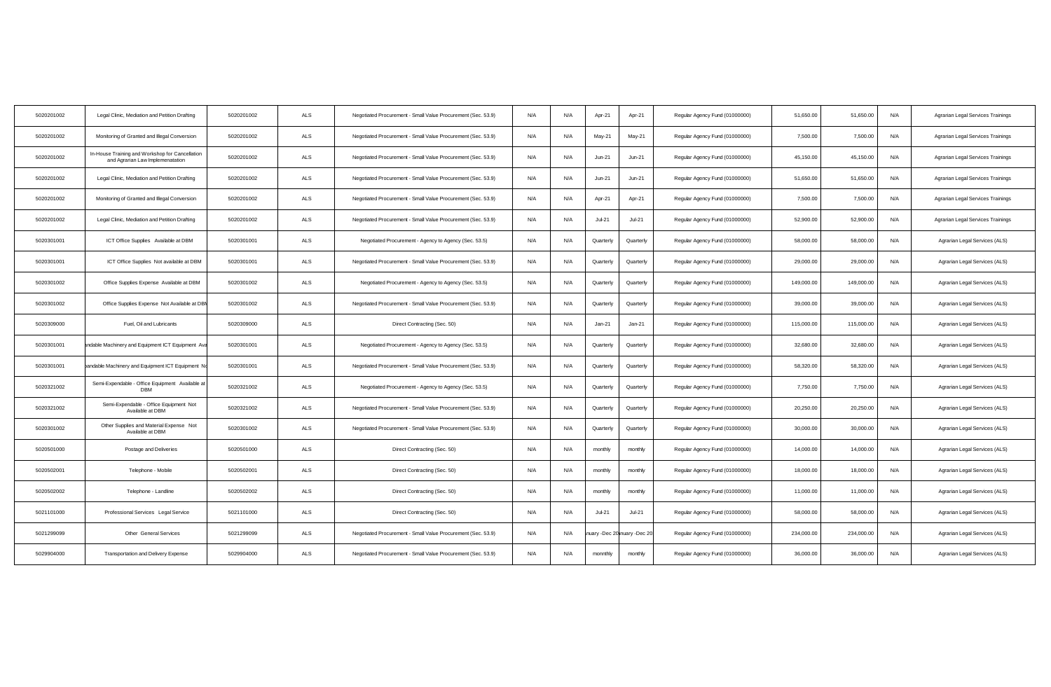| | | | | | | | | | | | | | | |
|---|---|---|---|---|---|---|---|---|---|---|---|---|---|---|
| 5020201002 | Legal Clinic, Mediation and Petition Drafting | 5020201002 | ALS | Negotiated Procurement - Small Value Procurement (Sec. 53.9) | N/A | N/A | Apr-21 | Apr-21 | Regular Agency Fund (01000000) | 51,650.00 | 51,650.00 | N/A | Agrarian Legal Services Trainings |
| 5020201002 | Monitoring of Granted and Illegal Conversion | 5020201002 | ALS | Negotiated Procurement - Small Value Procurement (Sec. 53.9) | N/A | N/A | May-21 | May-21 | Regular Agency Fund (01000000) | 7,500.00 | 7,500.00 | N/A | Agrarian Legal Services Trainings |
| 5020201002 | In-House Training and Workshop for Cancellation and Agrarian Law Implemenatation | 5020201002 | ALS | Negotiated Procurement - Small Value Procurement (Sec. 53.9) | N/A | N/A | Jun-21 | Jun-21 | Regular Agency Fund (01000000) | 45,150.00 | 45,150.00 | N/A | Agrarian Legal Services Trainings |
| 5020201002 | Legal Clinic, Mediation and Petition Drafting | 5020201002 | ALS | Negotiated Procurement - Small Value Procurement (Sec. 53.9) | N/A | N/A | Jun-21 | Jun-21 | Regular Agency Fund (01000000) | 51,650.00 | 51,650.00 | N/A | Agrarian Legal Services Trainings |
| 5020201002 | Monitoring of Granted and Illegal Conversion | 5020201002 | ALS | Negotiated Procurement - Small Value Procurement (Sec. 53.9) | N/A | N/A | Apr-21 | Apr-21 | Regular Agency Fund (01000000) | 7,500.00 | 7,500.00 | N/A | Agrarian Legal Services Trainings |
| 5020201002 | Legal Clinic, Mediation and Petition Drafting | 5020201002 | ALS | Negotiated Procurement - Small Value Procurement (Sec. 53.9) | N/A | N/A | Jul-21 | Jul-21 | Regular Agency Fund (01000000) | 52,900.00 | 52,900.00 | N/A | Agrarian Legal Services Trainings |
| 5020301001 | ICT Office Supplies Available at DBM | 5020301001 | ALS | Negotiated Procurement - Agency to Agency (Sec. 53.5) | N/A | N/A | Quarterly | Quarterly | Regular Agency Fund (01000000) | 58,000.00 | 58,000.00 | N/A | Agrarian Legal Services (ALS) |
| 5020301001 | ICT Office Supplies Not available at DBM | 5020301001 | ALS | Negotiated Procurement - Small Value Procurement (Sec. 53.9) | N/A | N/A | Quarterly | Quarterly | Regular Agency Fund (01000000) | 29,000.00 | 29,000.00 | N/A | Agrarian Legal Services (ALS) |
| 5020301002 | Office Supplies Expense Available at DBM | 5020301002 | ALS | Negotiated Procurement - Agency to Agency (Sec. 53.5) | N/A | N/A | Quarterly | Quarterly | Regular Agency Fund (01000000) | 149,000.00 | 149,000.00 | N/A | Agrarian Legal Services (ALS) |
| 5020301002 | Office Supplies Expense Not Available at DBM | 5020301002 | ALS | Negotiated Procurement - Small Value Procurement (Sec. 53.9) | N/A | N/A | Quarterly | Quarterly | Regular Agency Fund (01000000) | 39,000.00 | 39,000.00 | N/A | Agrarian Legal Services (ALS) |
| 5020309000 | Fuel, Oil and Lubricants | 5020309000 | ALS | Direct Contracting (Sec. 50) | N/A | N/A | Jan-21 | Jan-21 | Regular Agency Fund (01000000) | 115,000.00 | 115,000.00 | N/A | Agrarian Legal Services (ALS) |
| 5020301001 | andable Machinery and Equipment ICT Equipment Ava | 5020301001 | ALS | Negotiated Procurement - Agency to Agency (Sec. 53.5) | N/A | N/A | Quarterly | Quarterly | Regular Agency Fund (01000000) | 32,680.00 | 32,680.00 | N/A | Agrarian Legal Services (ALS) |
| 5020301001 | pandable Machinery and Equipment ICT Equipment No | 5020301001 | ALS | Negotiated Procurement - Small Value Procurement (Sec. 53.9) | N/A | N/A | Quarterly | Quarterly | Regular Agency Fund (01000000) | 58,320.00 | 58,320.00 | N/A | Agrarian Legal Services (ALS) |
| 5020321002 | Semi-Expendable - Office Equipment Available at DBM | 5020321002 | ALS | Negotiated Procurement - Agency to Agency (Sec. 53.5) | N/A | N/A | Quarterly | Quarterly | Regular Agency Fund (01000000) | 7,750.00 | 7,750.00 | N/A | Agrarian Legal Services (ALS) |
| 5020321002 | Semi-Expendable - Office Equipment Not Available at DBM | 5020321002 | ALS | Negotiated Procurement - Small Value Procurement (Sec. 53.9) | N/A | N/A | Quarterly | Quarterly | Regular Agency Fund (01000000) | 20,250.00 | 20,250.00 | N/A | Agrarian Legal Services (ALS) |
| 5020301002 | Other Supplies and Material Expense Not Available at DBM | 5020301002 | ALS | Negotiated Procurement - Small Value Procurement (Sec. 53.9) | N/A | N/A | Quarterly | Quarterly | Regular Agency Fund (01000000) | 30,000.00 | 30,000.00 | N/A | Agrarian Legal Services (ALS) |
| 5020501000 | Postage and Deliveries | 5020501000 | ALS | Direct Contracting (Sec. 50) | N/A | N/A | monthly | monthly | Regular Agency Fund (01000000) | 14,000.00 | 14,000.00 | N/A | Agrarian Legal Services (ALS) |
| 5020502001 | Telephone - Mobile | 5020502001 | ALS | Direct Contracting (Sec. 50) | N/A | N/A | monthly | monthly | Regular Agency Fund (01000000) | 18,000.00 | 18,000.00 | N/A | Agrarian Legal Services (ALS) |
| 5020502002 | Telephone - Landline | 5020502002 | ALS | Direct Contracting (Sec. 50) | N/A | N/A | monthly | monthly | Regular Agency Fund (01000000) | 11,000.00 | 11,000.00 | N/A | Agrarian Legal Services (ALS) |
| 5021101000 | Professional Services Legal Service | 5021101000 | ALS | Direct Contracting (Sec. 50) | N/A | N/A | Jul-21 | Jul-21 | Regular Agency Fund (01000000) | 58,000.00 | 58,000.00 | N/A | Agrarian Legal Services (ALS) |
| 5021299099 | Other General Services | 5021299099 | ALS | Negotiated Procurement - Small Value Procurement (Sec. 53.9) | N/A | N/A | nuary -Dec 20 | nuary -Dec 20 | Regular Agency Fund (01000000) | 234,000.00 | 234,000.00 | N/A | Agrarian Legal Services (ALS) |
| 5029904000 | Transportation and Delivery Expense | 5029904000 | ALS | Negotiated Procurement - Small Value Procurement (Sec. 53.9) | N/A | N/A | monnthly | monthly | Regular Agency Fund (01000000) | 36,000.00 | 36,000.00 | N/A | Agrarian Legal Services (ALS) |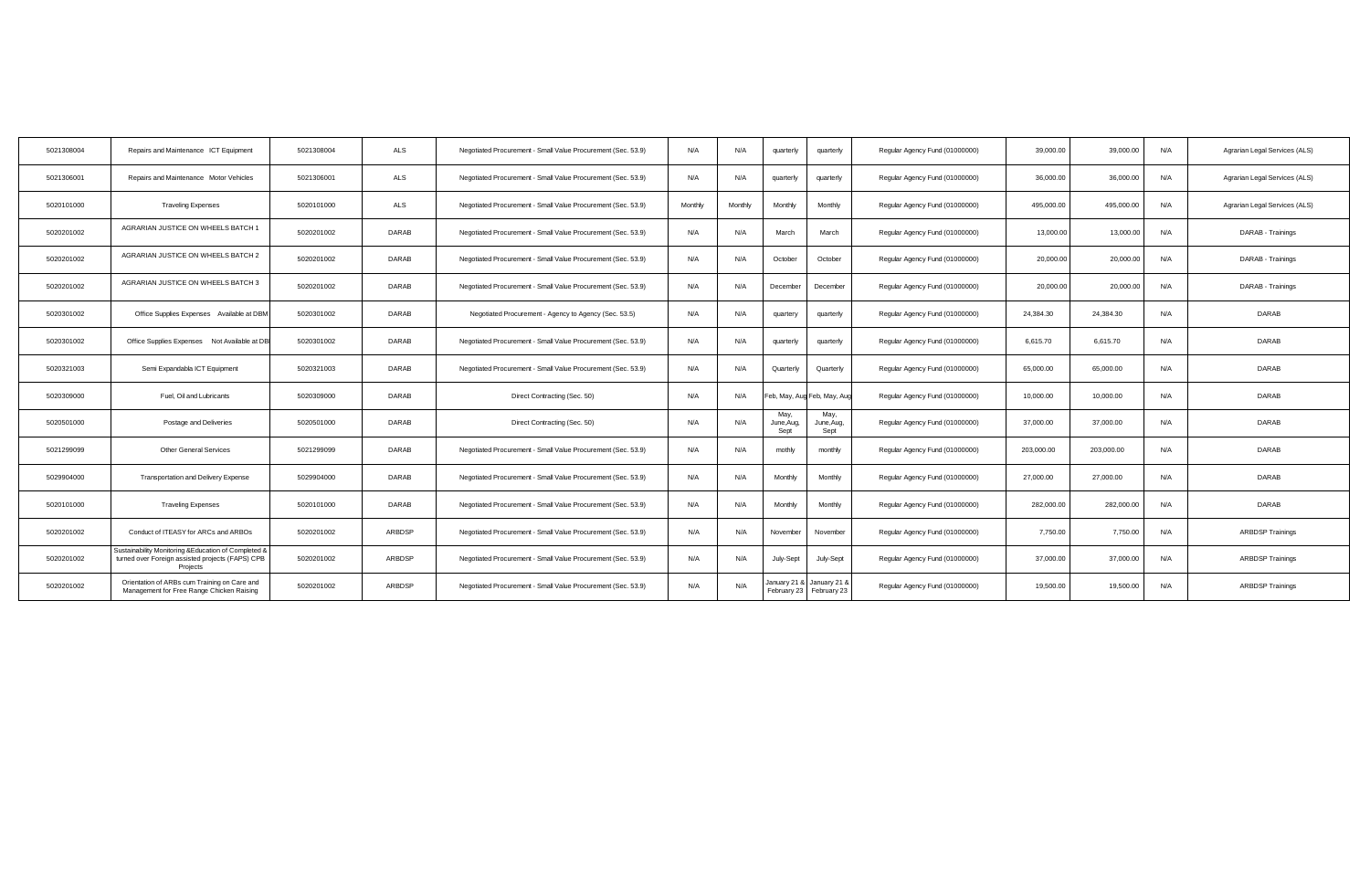| | | | | | | | | | | | | | |
|---|---|---|---|---|---|---|---|---|---|---|---|---|---|
| 5021308004 | Repairs and Maintenance ICT Equipment | 5021308004 | ALS | Negotiated Procurement - Small Value Procurement (Sec. 53.9) | N/A | N/A | quarterly | quarterly | Regular Agency Fund (01000000) | 39,000.00 | 39,000.00 | N/A | Agrarian Legal Services (ALS) |
| 5021306001 | Repairs and Maintenance Motor Vehicles | 5021306001 | ALS | Negotiated Procurement - Small Value Procurement (Sec. 53.9) | N/A | N/A | quarterly | quarterly | Regular Agency Fund (01000000) | 36,000.00 | 36,000.00 | N/A | Agrarian Legal Services (ALS) |
| 5020101000 | Traveling Expenses | 5020101000 | ALS | Negotiated Procurement - Small Value Procurement (Sec. 53.9) | Monthly | Monthly | Monthly | Monthly | Regular Agency Fund (01000000) | 495,000.00 | 495,000.00 | N/A | Agrarian Legal Services (ALS) |
| 5020201002 | AGRARIAN JUSTICE ON WHEELS BATCH 1 | 5020201002 | DARAB | Negotiated Procurement - Small Value Procurement (Sec. 53.9) | N/A | N/A | March | March | Regular Agency Fund (01000000) | 13,000.00 | 13,000.00 | N/A | DARAB - Trainings |
| 5020201002 | AGRARIAN JUSTICE ON WHEELS BATCH 2 | 5020201002 | DARAB | Negotiated Procurement - Small Value Procurement (Sec. 53.9) | N/A | N/A | October | October | Regular Agency Fund (01000000) | 20,000.00 | 20,000.00 | N/A | DARAB - Trainings |
| 5020201002 | AGRARIAN JUSTICE ON WHEELS BATCH 3 | 5020201002 | DARAB | Negotiated Procurement - Small Value Procurement (Sec. 53.9) | N/A | N/A | December | December | Regular Agency Fund (01000000) | 20,000.00 | 20,000.00 | N/A | DARAB - Trainings |
| 5020301002 | Office Supplies Expenses Available at DBM | 5020301002 | DARAB | Negotiated Procurement - Agency to Agency (Sec. 53.5) | N/A | N/A | quartery | quarterly | Regular Agency Fund (01000000) | 24,384.30 | 24,384.30 | N/A | DARAB |
| 5020301002 | Office Supplies Expenses Not Available at DB | 5020301002 | DARAB | Negotiated Procurement - Small Value Procurement (Sec. 53.9) | N/A | N/A | quarterly | quarterly | Regular Agency Fund (01000000) | 6,615.70 | 6,615.70 | N/A | DARAB |
| 5020321003 | Semi Expandabla ICT Equipment | 5020321003 | DARAB | Negotiated Procurement - Small Value Procurement (Sec. 53.9) | N/A | N/A | Quarterly | Quarterly | Regular Agency Fund (01000000) | 65,000.00 | 65,000.00 | N/A | DARAB |
| 5020309000 | Fuel, Oil and Lubricants | 5020309000 | DARAB | Direct Contracting (Sec. 50) | N/A | N/A | Feb, May, Aug | Feb, May, Aug | Regular Agency Fund (01000000) | 10,000.00 | 10,000.00 | N/A | DARAB |
| 5020501000 | Postage and Deliveries | 5020501000 | DARAB | Direct Contracting (Sec. 50) | N/A | N/A | May, June,Aug, Sept | May, June,Aug, Sept | Regular Agency Fund (01000000) | 37,000.00 | 37,000.00 | N/A | DARAB |
| 5021299099 | Other General Services | 5021299099 | DARAB | Negotiated Procurement - Small Value Procurement (Sec. 53.9) | N/A | N/A | mothly | monthly | Regular Agency Fund (01000000) | 203,000.00 | 203,000.00 | N/A | DARAB |
| 5029904000 | Transportation and Delivery Expense | 5029904000 | DARAB | Negotiated Procurement - Small Value Procurement (Sec. 53.9) | N/A | N/A | Monthly | Monthly | Regular Agency Fund (01000000) | 27,000.00 | 27,000.00 | N/A | DARAB |
| 5020101000 | Traveling Expenses | 5020101000 | DARAB | Negotiated Procurement - Small Value Procurement (Sec. 53.9) | N/A | N/A | Monthly | Monthly | Regular Agency Fund (01000000) | 282,000.00 | 282,000.00 | N/A | DARAB |
| 5020201002 | Conduct of ITEASY for ARCs and ARBOs | 5020201002 | ARBDSP | Negotiated Procurement - Small Value Procurement (Sec. 53.9) | N/A | N/A | November | November | Regular Agency Fund (01000000) | 7,750.00 | 7,750.00 | N/A | ARBDSP Trainings |
| 5020201002 | Sustainability Monitoring &Education of Completed & turned over Foreign assisted projects (FAPS) CPB Projects | 5020201002 | ARBDSP | Negotiated Procurement - Small Value Procurement (Sec. 53.9) | N/A | N/A | July-Sept | July-Sept | Regular Agency Fund (01000000) | 37,000.00 | 37,000.00 | N/A | ARBDSP Trainings |
| 5020201002 | Orientation of ARBs cum Training on Care and Management for Free Range Chicken Raising | 5020201002 | ARBDSP | Negotiated Procurement - Small Value Procurement (Sec. 53.9) | N/A | N/A | January 21 & February 23 | January 21 & February 23 | Regular Agency Fund (01000000) | 19,500.00 | 19,500.00 | N/A | ARBDSP Trainings |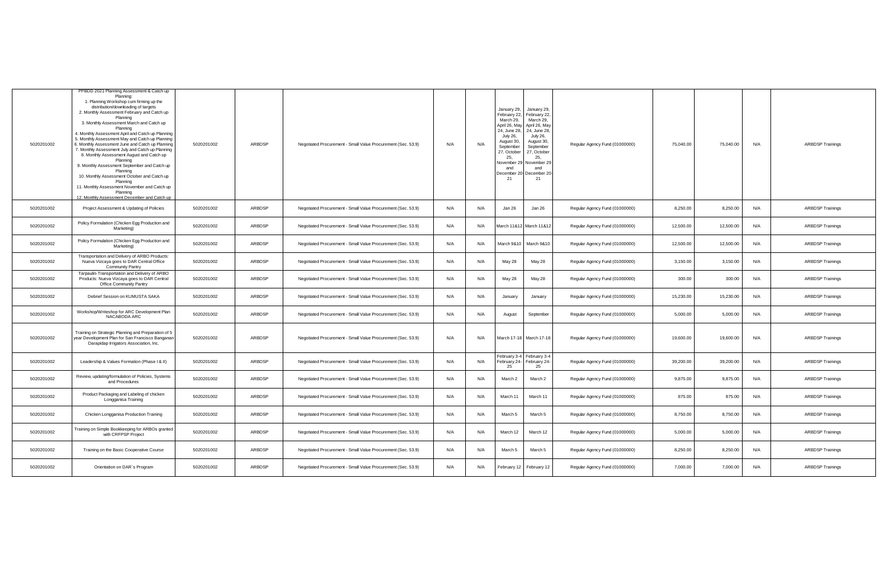| 5020201002 | PPBDD 2021 Planning Assessment & Catch up Planning: 1. Planning Workshop cum firming up the distribution/downloading of targets 2. Monthly Assessment February and Catch up Planning 3. Monthly Assessment March and Catch up Planning 4. Monthly Assessment April and Catch up Planning 5. Monthly Assessment May and Catch up Planning 6. Monthly Assessment June and Catch up Planning 7. Monthly Assessment July and Catch up Planning 8. Monthly Assessment August and Catch up Planning 9. Monthly Assessment September and Catch up Planning 10. Monthly Assessment October and Catch up Planning 11. Monthly Assessment November and Catch up Planning 12. Monthly Assessment December and Catch up | 5020201002 | ARBDSP | Negotiated Procurement - Small Value Procurement (Sec. 53.9) | N/A | N/A | January 29, February 22, March 29, April 26, May 24, June 28, July 26, August 30, September 27, October 25, November 29 and December 20-21 | January 29, February 22, March 29, April 26, May 24, June 28, July 26, August 30, September 27, October 25, November 29 and December 20-21 | Regular Agency Fund (01000000) | 75,040.00 | 75,040.00 | N/A | ARBDSP Trainings |
|---|---|---|---|---|---|---|---|---|---|---|---|---|---|
| 5020201002 | Project Assessment & Updating of Policies | 5020201002 | ARBDSP | Negotiated Procurement - Small Value Procurement (Sec. 53.9) | N/A | N/A | Jan 26 | Jan 26 | Regular Agency Fund (01000000) | 8,250.00 | 8,250.00 | N/A | ARBDSP Trainings |
| 5020201002 | Policy Formulation (Chicken Egg Production and Marketing) | 5020201002 | ARBDSP | Negotiated Procurement - Small Value Procurement (Sec. 53.9) | N/A | N/A | March 11&12 | March 11&12 | Regular Agency Fund (01000000) | 12,500.00 | 12,500.00 | N/A | ARBDSP Trainings |
| 5020201002 | Policy Formulation (Chicken Egg Production and Marketing) | 5020201002 | ARBDSP | Negotiated Procurement - Small Value Procurement (Sec. 53.9) | N/A | N/A | March 9&10 | March 9&10 | Regular Agency Fund (01000000) | 12,500.00 | 12,500.00 | N/A | ARBDSP Trainings |
| 5020201002 | Transportation and Delivery of ARBO Products: Nueva Vizcaya goes to DAR Central Office Community Pantry | 5020201002 | ARBDSP | Negotiated Procurement - Small Value Procurement (Sec. 53.9) | N/A | N/A | May 28 | May 28 | Regular Agency Fund (01000000) | 3,150.00 | 3,150.00 | N/A | ARBDSP Trainings |
| 5020201002 | Tarpaulin-Transportation and Delivery of ARBO Products: Nueva Vizcaya goes to DAR Central Office Community Pantry | 5020201002 | ARBDSP | Negotiated Procurement - Small Value Procurement (Sec. 53.9) | N/A | N/A | May 28 | May 28 | Regular Agency Fund (01000000) | 300.00 | 300.00 | N/A | ARBDSP Trainings |
| 5020201002 | Debrief Session on KUMUSTA SAKA | 5020201002 | ARBDSP | Negotiated Procurement - Small Value Procurement (Sec. 53.9) | N/A | N/A | January | January | Regular Agency Fund (01000000) | 15,230.00 | 15,230.00 | N/A | ARBDSP Trainings |
| 5020201002 | Workshop/Writeshop for ARC Development Plan NACABODA ARC | 5020201002 | ARBDSP | Negotiated Procurement - Small Value Procurement (Sec. 53.9) | N/A | N/A | August | September | Regular Agency Fund (01000000) | 5,000.00 | 5,000.00 | N/A | ARBDSP Trainings |
| 5020201002 | Training on Strategic Planning and Preparation of 5 year Development Plan for San Francisco Banganan Darapidap Irrigators Association, Inc. | 5020201002 | ARBDSP | Negotiated Procurement - Small Value Procurement (Sec. 53.9) | N/A | N/A | March 17-18 | March 17-18 | Regular Agency Fund (01000000) | 19,600.00 | 19,600.00 | N/A | ARBDSP Trainings |
| 5020201002 | Leadership & Values Formation (Phase I & II) | 5020201002 | ARBDSP | Negotiated Procurement - Small Value Procurement (Sec. 53.9) | N/A | N/A | February 3-4 February 24-25 | February 3-4 February 24-25 | Regular Agency Fund (01000000) | 39,200.00 | 39,200.00 | N/A | ARBDSP Trainings |
| 5020201002 | Review, updating/formulation of Policies, Systems and Procedures | 5020201002 | ARBDSP | Negotiated Procurement - Small Value Procurement (Sec. 53.9) | N/A | N/A | March 2 | March 2 | Regular Agency Fund (01000000) | 9,875.00 | 9,875.00 | N/A | ARBDSP Trainings |
| 5020201002 | Product Packaging and Labeling of chicken Longganisa Training | 5020201002 | ARBDSP | Negotiated Procurement - Small Value Procurement (Sec. 53.9) | N/A | N/A | March 11 | March 11 | Regular Agency Fund (01000000) | 875.00 | 875.00 | N/A | ARBDSP Trainings |
| 5020201002 | Chicken Longganisa Production Training | 5020201002 | ARBDSP | Negotiated Procurement - Small Value Procurement (Sec. 53.9) | N/A | N/A | March 5 | March 5 | Regular Agency Fund (01000000) | 8,750.00 | 8,750.00 | N/A | ARBDSP Trainings |
| 5020201002 | Training on Simple Bookkeeping for ARBOs granted with CRFPSP Project | 5020201002 | ARBDSP | Negotiated Procurement - Small Value Procurement (Sec. 53.9) | N/A | N/A | March 12 | March 12 | Regular Agency Fund (01000000) | 5,000.00 | 5,000.00 | N/A | ARBDSP Trainings |
| 5020201002 | Training on the Basic Cooperative Course | 5020201002 | ARBDSP | Negotiated Procurement - Small Value Procurement (Sec. 53.9) | N/A | N/A | March 5 | March 5 | Regular Agency Fund (01000000) | 8,250.00 | 8,250.00 | N/A | ARBDSP Trainings |
| 5020201002 | Orientation on DAR`s Program | 5020201002 | ARBDSP | Negotiated Procurement - Small Value Procurement (Sec. 53.9) | N/A | N/A | February 12 | February 12 | Regular Agency Fund (01000000) | 7,000.00 | 7,000.00 | N/A | ARBDSP Trainings |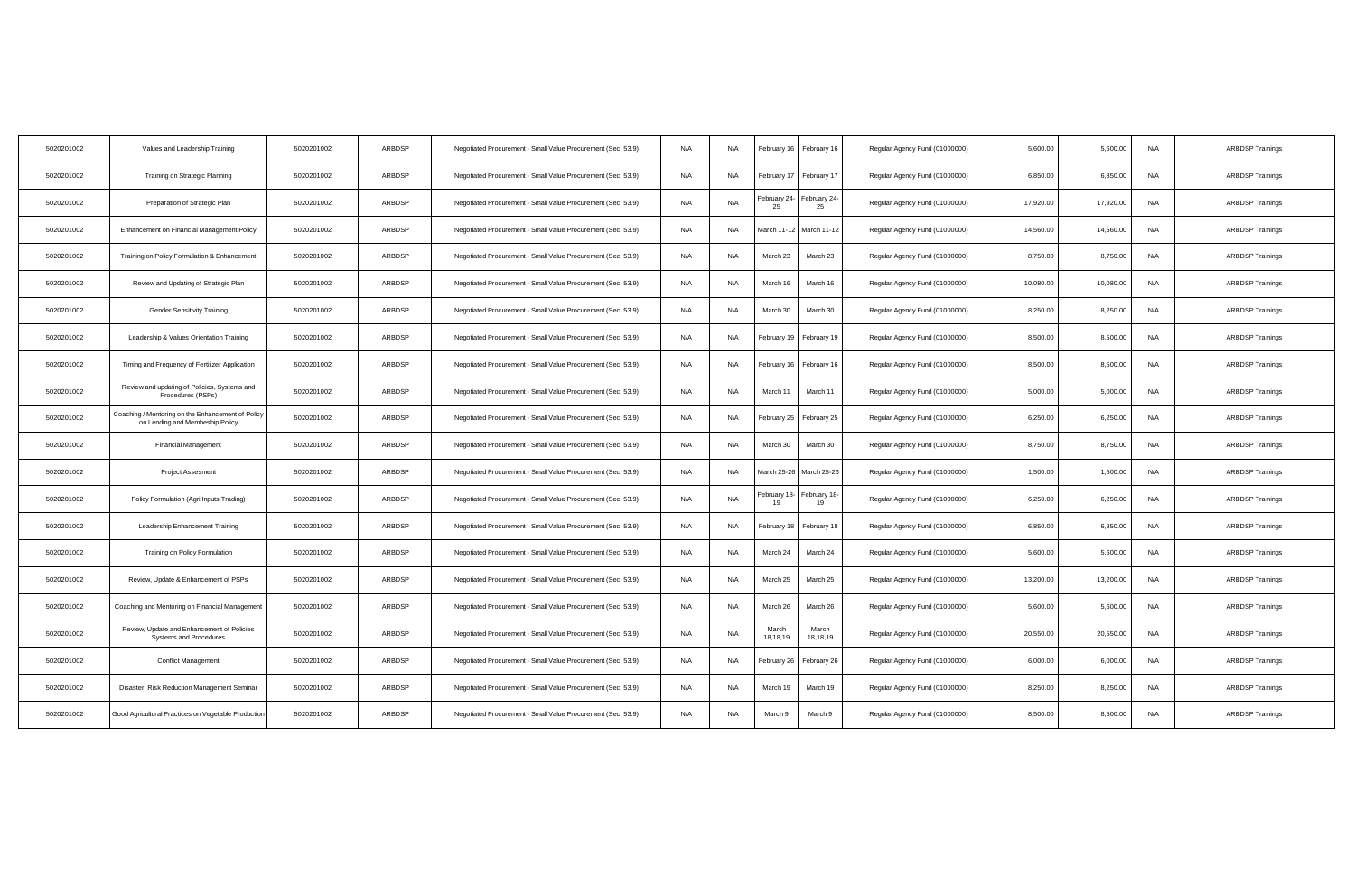| | | | | | | | | | | | | | |
|---|---|---|---|---|---|---|---|---|---|---|---|---|---|
| 5020201002 | Values and Leadership Training | 5020201002 | ARBDSP | Negotiated Procurement - Small Value Procurement (Sec. 53.9) | N/A | N/A | February 16 | February 16 | Regular Agency Fund (01000000) | 5,600.00 | 5,600.00 | N/A | ARBDSP Trainings |
| 5020201002 | Training on Strategic Planning | 5020201002 | ARBDSP | Negotiated Procurement - Small Value Procurement (Sec. 53.9) | N/A | N/A | February 17 | February 17 | Regular Agency Fund (01000000) | 6,850.00 | 6,850.00 | N/A | ARBDSP Trainings |
| 5020201002 | Preparation of Strategic Plan | 5020201002 | ARBDSP | Negotiated Procurement - Small Value Procurement (Sec. 53.9) | N/A | N/A | February 24-25 | February 24-25 | Regular Agency Fund (01000000) | 17,920.00 | 17,920.00 | N/A | ARBDSP Trainings |
| 5020201002 | Enhancement on Financial Management Policy | 5020201002 | ARBDSP | Negotiated Procurement - Small Value Procurement (Sec. 53.9) | N/A | N/A | March 11-12 | March 11-12 | Regular Agency Fund (01000000) | 14,560.00 | 14,560.00 | N/A | ARBDSP Trainings |
| 5020201002 | Training on Policy Formulation & Enhancement | 5020201002 | ARBDSP | Negotiated Procurement - Small Value Procurement (Sec. 53.9) | N/A | N/A | March 23 | March 23 | Regular Agency Fund (01000000) | 8,750.00 | 8,750.00 | N/A | ARBDSP Trainings |
| 5020201002 | Review and Updating of Strategic Plan | 5020201002 | ARBDSP | Negotiated Procurement - Small Value Procurement (Sec. 53.9) | N/A | N/A | March 16 | March 16 | Regular Agency Fund (01000000) | 10,080.00 | 10,080.00 | N/A | ARBDSP Trainings |
| 5020201002 | Gender Sensitivity Training | 5020201002 | ARBDSP | Negotiated Procurement - Small Value Procurement (Sec. 53.9) | N/A | N/A | March 30 | March 30 | Regular Agency Fund (01000000) | 8,250.00 | 8,250.00 | N/A | ARBDSP Trainings |
| 5020201002 | Leadership & Values Orientation Training | 5020201002 | ARBDSP | Negotiated Procurement - Small Value Procurement (Sec. 53.9) | N/A | N/A | February 19 | February 19 | Regular Agency Fund (01000000) | 8,500.00 | 8,500.00 | N/A | ARBDSP Trainings |
| 5020201002 | Timing and Frequency of Fertilizer Application | 5020201002 | ARBDSP | Negotiated Procurement - Small Value Procurement (Sec. 53.9) | N/A | N/A | February 16 | February 16 | Regular Agency Fund (01000000) | 8,500.00 | 8,500.00 | N/A | ARBDSP Trainings |
| 5020201002 | Review and updating of Policies, Systems and Procedures (PSPs) | 5020201002 | ARBDSP | Negotiated Procurement - Small Value Procurement (Sec. 53.9) | N/A | N/A | March 11 | March 11 | Regular Agency Fund (01000000) | 5,000.00 | 5,000.00 | N/A | ARBDSP Trainings |
| 5020201002 | Coaching / Mentoring on the Enhancement of Policy on Lending and Membeship Policy | 5020201002 | ARBDSP | Negotiated Procurement - Small Value Procurement (Sec. 53.9) | N/A | N/A | February 25 | February 25 | Regular Agency Fund (01000000) | 6,250.00 | 6,250.00 | N/A | ARBDSP Trainings |
| 5020201002 | Financial Management | 5020201002 | ARBDSP | Negotiated Procurement - Small Value Procurement (Sec. 53.9) | N/A | N/A | March 30 | March 30 | Regular Agency Fund (01000000) | 8,750.00 | 8,750.00 | N/A | ARBDSP Trainings |
| 5020201002 | Project Assesment | 5020201002 | ARBDSP | Negotiated Procurement - Small Value Procurement (Sec. 53.9) | N/A | N/A | March 25-26 | March 25-26 | Regular Agency Fund (01000000) | 1,500.00 | 1,500.00 | N/A | ARBDSP Trainings |
| 5020201002 | Policy Formulation (Agri Inputs Trading) | 5020201002 | ARBDSP | Negotiated Procurement - Small Value Procurement (Sec. 53.9) | N/A | N/A | February 18-19 | February 18-19 | Regular Agency Fund (01000000) | 6,250.00 | 6,250.00 | N/A | ARBDSP Trainings |
| 5020201002 | Leadership Enhancement Training | 5020201002 | ARBDSP | Negotiated Procurement - Small Value Procurement (Sec. 53.9) | N/A | N/A | February 18 | February 18 | Regular Agency Fund (01000000) | 6,850.00 | 6,850.00 | N/A | ARBDSP Trainings |
| 5020201002 | Training on Policy Formulation | 5020201002 | ARBDSP | Negotiated Procurement - Small Value Procurement (Sec. 53.9) | N/A | N/A | March 24 | March 24 | Regular Agency Fund (01000000) | 5,600.00 | 5,600.00 | N/A | ARBDSP Trainings |
| 5020201002 | Review, Update & Enhancement of PSPs | 5020201002 | ARBDSP | Negotiated Procurement - Small Value Procurement (Sec. 53.9) | N/A | N/A | March 25 | March 25 | Regular Agency Fund (01000000) | 13,200.00 | 13,200.00 | N/A | ARBDSP Trainings |
| 5020201002 | Coaching and Mentoring on Financial Management | 5020201002 | ARBDSP | Negotiated Procurement - Small Value Procurement (Sec. 53.9) | N/A | N/A | March 26 | March 26 | Regular Agency Fund (01000000) | 5,600.00 | 5,600.00 | N/A | ARBDSP Trainings |
| 5020201002 | Review, Update and Enhancement of Policies Systems and Procedures | 5020201002 | ARBDSP | Negotiated Procurement - Small Value Procurement (Sec. 53.9) | N/A | N/A | March 18,18,19 | March 18,18,19 | Regular Agency Fund (01000000) | 20,550.00 | 20,550.00 | N/A | ARBDSP Trainings |
| 5020201002 | Conflict Management | 5020201002 | ARBDSP | Negotiated Procurement - Small Value Procurement (Sec. 53.9) | N/A | N/A | February 26 | February 26 | Regular Agency Fund (01000000) | 6,000.00 | 6,000.00 | N/A | ARBDSP Trainings |
| 5020201002 | Disaster, Risk Reduction Management Seminar | 5020201002 | ARBDSP | Negotiated Procurement - Small Value Procurement (Sec. 53.9) | N/A | N/A | March 19 | March 19 | Regular Agency Fund (01000000) | 8,250.00 | 8,250.00 | N/A | ARBDSP Trainings |
| 5020201002 | Good Agricultural Practices on Vegetable Production | 5020201002 | ARBDSP | Negotiated Procurement - Small Value Procurement (Sec. 53.9) | N/A | N/A | March 9 | March 9 | Regular Agency Fund (01000000) | 8,500.00 | 8,500.00 | N/A | ARBDSP Trainings |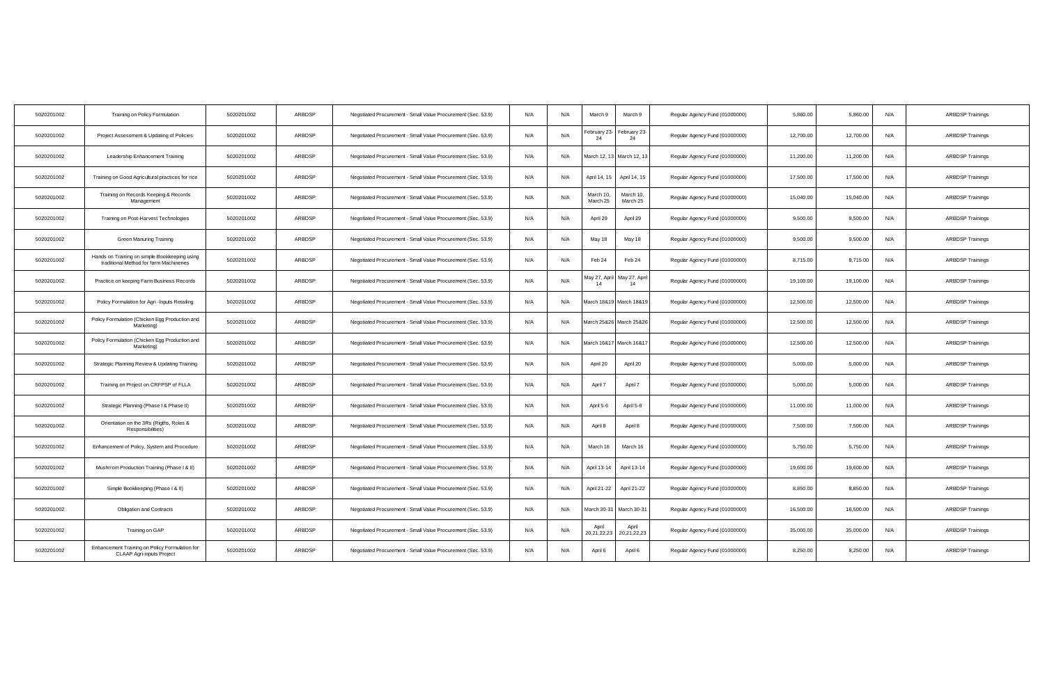| | | | | | | | | | | | | | |
|---|---|---|---|---|---|---|---|---|---|---|---|---|---|
| 5020201002 | Training on Policy Formulation | 5020201002 | ARBDSP | Negotiated Procurement - Small Value Procurement (Sec. 53.9) | N/A | N/A | March 9 | March 9 | Regular Agency Fund (01000000) | 5,860.00 | 5,860.00 | N/A | ARBDSP Trainings |
| 5020201002 | Project Assessment & Updating of Policies | 5020201002 | ARBDSP | Negotiated Procurement - Small Value Procurement (Sec. 53.9) | N/A | N/A | February 23-24 | February 23-24 | Regular Agency Fund (01000000) | 12,700.00 | 12,700.00 | N/A | ARBDSP Trainings |
| 5020201002 | Leadership Enhancement Training | 5020201002 | ARBDSP | Negotiated Procurement - Small Value Procurement (Sec. 53.9) | N/A | N/A | March 12, 13 | March 12, 13 | Regular Agency Fund (01000000) | 11,200.00 | 11,200.00 | N/A | ARBDSP Trainings |
| 5020201002 | Training on Good Agricultural practices for rice | 5020201002 | ARBDSP | Negotiated Procurement - Small Value Procurement (Sec. 53.9) | N/A | N/A | April 14, 15 | April 14, 15 | Regular Agency Fund (01000000) | 17,500.00 | 17,500.00 | N/A | ARBDSP Trainings |
| 5020201002 | Training on Records Keeping & Records Management | 5020201002 | ARBDSP | Negotiated Procurement - Small Value Procurement (Sec. 53.9) | N/A | N/A | March 10, March 25 | March 10, March 25 | Regular Agency Fund (01000000) | 15,040.00 | 15,040.00 | N/A | ARBDSP Trainings |
| 5020201002 | Training on Post-Harvest Technologies | 5020201002 | ARBDSP | Negotiated Procurement - Small Value Procurement (Sec. 53.9) | N/A | N/A | April 29 | April 29 | Regular Agency Fund (01000000) | 9,500.00 | 9,500.00 | N/A | ARBDSP Trainings |
| 5020201002 | Green Manuring Training | 5020201002 | ARBDSP | Negotiated Procurement - Small Value Procurement (Sec. 53.9) | N/A | N/A | May 18 | May 18 | Regular Agency Fund (01000000) | 9,500.00 | 9,500.00 | N/A | ARBDSP Trainings |
| 5020201002 | Hands on Training on simple Bookkeeping using traditional Method for farm Machineries | 5020201002 | ARBDSP | Negotiated Procurement - Small Value Procurement (Sec. 53.9) | N/A | N/A | Feb 24 | Feb 24 | Regular Agency Fund (01000000) | 8,715.00 | 8,715.00 | N/A | ARBDSP Trainings |
| 5020201002 | Practice on keeping Farm Business Records | 5020201002 | ARBDSP | Negotiated Procurement - Small Value Procurement (Sec. 53.9) | N/A | N/A | May 27, April 14 | May 27, April 14 | Regular Agency Fund (01000000) | 19,100.00 | 19,100.00 | N/A | ARBDSP Trainings |
| 5020201002 | Policy Formulation for Agri -Inputs Retailing | 5020201002 | ARBDSP | Negotiated Procurement - Small Value Procurement (Sec. 53.9) | N/A | N/A | March 18&19 | March 18&19 | Regular Agency Fund (01000000) | 12,500.00 | 12,500.00 | N/A | ARBDSP Trainings |
| 5020201002 | Policy Formulation (Chicken Egg Production and Marketing) | 5020201002 | ARBDSP | Negotiated Procurement - Small Value Procurement (Sec. 53.9) | N/A | N/A | March 25&26 | March 25&26 | Regular Agency Fund (01000000) | 12,500.00 | 12,500.00 | N/A | ARBDSP Trainings |
| 5020201002 | Policy Formulation (Chicken Egg Production and Marketing) | 5020201002 | ARBDSP | Negotiated Procurement - Small Value Procurement (Sec. 53.9) | N/A | N/A | March 16&17 | March 16&17 | Regular Agency Fund (01000000) | 12,500.00 | 12,500.00 | N/A | ARBDSP Trainings |
| 5020201002 | Strategic Planning Review & Updating Training | 5020201002 | ARBDSP | Negotiated Procurement - Small Value Procurement (Sec. 53.9) | N/A | N/A | April 20 | April 20 | Regular Agency Fund (01000000) | 5,000.00 | 5,000.00 | N/A | ARBDSP Trainings |
| 5020201002 | Training on Project on CRFPSP of FLLA | 5020201002 | ARBDSP | Negotiated Procurement - Small Value Procurement (Sec. 53.9) | N/A | N/A | April 7 | April 7 | Regular Agency Fund (01000000) | 5,000.00 | 5,000.00 | N/A | ARBDSP Trainings |
| 5020201002 | Strategic Planning (Phase I & Phase II) | 5020201002 | ARBDSP | Negotiated Procurement - Small Value Procurement (Sec. 53.9) | N/A | N/A | April 5-6 | April 5-6 | Regular Agency Fund (01000000) | 11,000.00 | 11,000.00 | N/A | ARBDSP Trainings |
| 5020201002 | Orientation on the 3Rs (Rigths, Roles & Responsibilities) | 5020201002 | ARBDSP | Negotiated Procurement - Small Value Procurement (Sec. 53.9) | N/A | N/A | April 8 | April 8 | Regular Agency Fund (01000000) | 7,500.00 | 7,500.00 | N/A | ARBDSP Trainings |
| 5020201002 | Enhancement of Policy, System and Procedure | 5020201002 | ARBDSP | Negotiated Procurement - Small Value Procurement (Sec. 53.9) | N/A | N/A | March 16 | March 16 | Regular Agency Fund (01000000) | 5,750.00 | 5,750.00 | N/A | ARBDSP Trainings |
| 5020201002 | Mushrrom Production Training (Phase I & II) | 5020201002 | ARBDSP | Negotiated Procurement - Small Value Procurement (Sec. 53.9) | N/A | N/A | April 13-14 | April 13-14 | Regular Agency Fund (01000000) | 19,600.00 | 19,600.00 | N/A | ARBDSP Trainings |
| 5020201002 | Simple Bookkeeping (Phase I & II) | 5020201002 | ARBDSP | Negotiated Procurement - Small Value Procurement (Sec. 53.9) | N/A | N/A | April 21-22 | April 21-22 | Regular Agency Fund (01000000) | 8,850.00 | 8,850.00 | N/A | ARBDSP Trainings |
| 5020201002 | Obligation and Contracts | 5020201002 | ARBDSP | Negotiated Procurement - Small Value Procurement (Sec. 53.9) | N/A | N/A | March 30-31 | March 30-31 | Regular Agency Fund (01000000) | 16,500.00 | 16,500.00 | N/A | ARBDSP Trainings |
| 5020201002 | Training on GAP | 5020201002 | ARBDSP | Negotiated Procurement - Small Value Procurement (Sec. 53.9) | N/A | N/A | April 20,21,22,23 | April 20,21,22,23 | Regular Agency Fund (01000000) | 35,000.00 | 35,000.00 | N/A | ARBDSP Trainings |
| 5020201002 | Enhancement Training on Policy Formulation for CLAAP Agri-inputs Project | 5020201002 | ARBDSP | Negotiated Procurement - Small Value Procurement (Sec. 53.9) | N/A | N/A | April 6 | April 6 | Regular Agency Fund (01000000) | 8,250.00 | 8,250.00 | N/A | ARBDSP Trainings |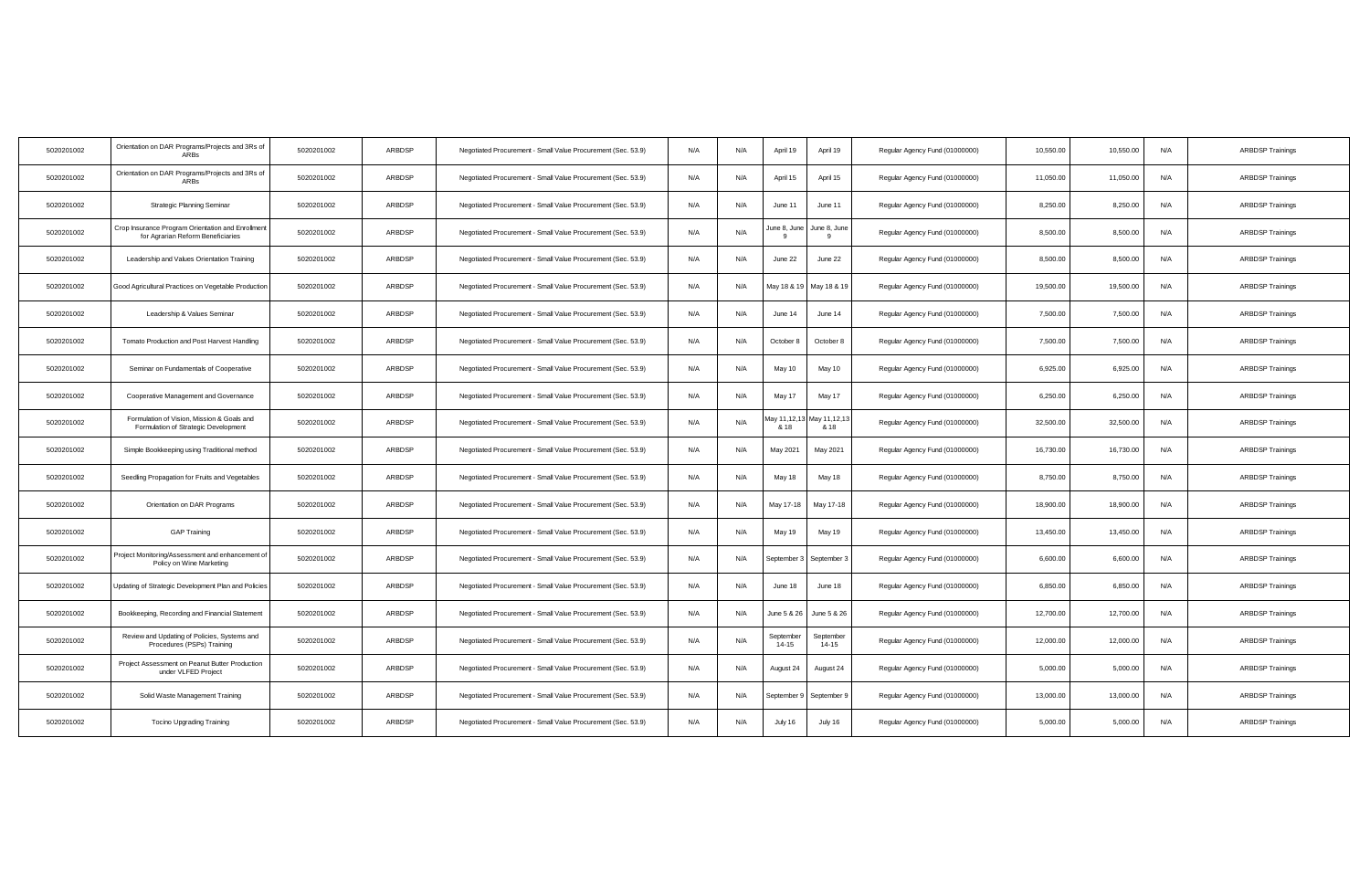| 5020201002 | Orientation on DAR Programs/Projects and 3Rs of ARBs | 5020201002 | ARBDSP | Negotiated Procurement - Small Value Procurement (Sec. 53.9) | N/A | N/A | April 19 | April 19 | Regular Agency Fund (01000000) | 10,550.00 | 10,550.00 | N/A | ARBDSP Trainings |
|---|---|---|---|---|---|---|---|---|---|---|---|---|---|
| 5020201002 | Orientation on DAR Programs/Projects and 3Rs of ARBs | 5020201002 | ARBDSP | Negotiated Procurement - Small Value Procurement (Sec. 53.9) | N/A | N/A | April 15 | April 15 | Regular Agency Fund (01000000) | 11,050.00 | 11,050.00 | N/A | ARBDSP Trainings |
| 5020201002 | Strategic Planning Seminar | 5020201002 | ARBDSP | Negotiated Procurement - Small Value Procurement (Sec. 53.9) | N/A | N/A | June 11 | June 11 | Regular Agency Fund (01000000) | 8,250.00 | 8,250.00 | N/A | ARBDSP Trainings |
| 5020201002 | Crop Insurance Program Orientation and Enrollment for Agrarian Reform Beneficiaries | 5020201002 | ARBDSP | Negotiated Procurement - Small Value Procurement (Sec. 53.9) | N/A | N/A | June 8, June 9 | June 8, June 9 | Regular Agency Fund (01000000) | 8,500.00 | 8,500.00 | N/A | ARBDSP Trainings |
| 5020201002 | Leadership and Values Orientation Training | 5020201002 | ARBDSP | Negotiated Procurement - Small Value Procurement (Sec. 53.9) | N/A | N/A | June 22 | June 22 | Regular Agency Fund (01000000) | 8,500.00 | 8,500.00 | N/A | ARBDSP Trainings |
| 5020201002 | Good Agricultural Practices on Vegetable Production | 5020201002 | ARBDSP | Negotiated Procurement - Small Value Procurement (Sec. 53.9) | N/A | N/A | May 18 & 19 | May 18 & 19 | Regular Agency Fund (01000000) | 19,500.00 | 19,500.00 | N/A | ARBDSP Trainings |
| 5020201002 | Leadership & Values Seminar | 5020201002 | ARBDSP | Negotiated Procurement - Small Value Procurement (Sec. 53.9) | N/A | N/A | June 14 | June 14 | Regular Agency Fund (01000000) | 7,500.00 | 7,500.00 | N/A | ARBDSP Trainings |
| 5020201002 | Tomato Production and Post Harvest Handling | 5020201002 | ARBDSP | Negotiated Procurement - Small Value Procurement (Sec. 53.9) | N/A | N/A | October 8 | October 8 | Regular Agency Fund (01000000) | 7,500.00 | 7,500.00 | N/A | ARBDSP Trainings |
| 5020201002 | Seminar on Fundamentals of Cooperative | 5020201002 | ARBDSP | Negotiated Procurement - Small Value Procurement (Sec. 53.9) | N/A | N/A | May 10 | May 10 | Regular Agency Fund (01000000) | 6,925.00 | 6,925.00 | N/A | ARBDSP Trainings |
| 5020201002 | Cooperative Management and Governance | 5020201002 | ARBDSP | Negotiated Procurement - Small Value Procurement (Sec. 53.9) | N/A | N/A | May 17 | May 17 | Regular Agency Fund (01000000) | 6,250.00 | 6,250.00 | N/A | ARBDSP Trainings |
| 5020201002 | Formulation of Vision, Mission & Goals and Formulation of Strategic Development | 5020201002 | ARBDSP | Negotiated Procurement - Small Value Procurement (Sec. 53.9) | N/A | N/A | May 11,12,13 & 18 | May 11,12,13 & 18 | Regular Agency Fund (01000000) | 32,500.00 | 32,500.00 | N/A | ARBDSP Trainings |
| 5020201002 | Simple Bookkeeping using Traditional method | 5020201002 | ARBDSP | Negotiated Procurement - Small Value Procurement (Sec. 53.9) | N/A | N/A | May 2021 | May 2021 | Regular Agency Fund (01000000) | 16,730.00 | 16,730.00 | N/A | ARBDSP Trainings |
| 5020201002 | Seedling Propagation for Fruits and Vegetables | 5020201002 | ARBDSP | Negotiated Procurement - Small Value Procurement (Sec. 53.9) | N/A | N/A | May 18 | May 18 | Regular Agency Fund (01000000) | 8,750.00 | 8,750.00 | N/A | ARBDSP Trainings |
| 5020201002 | Orientation on DAR Programs | 5020201002 | ARBDSP | Negotiated Procurement - Small Value Procurement (Sec. 53.9) | N/A | N/A | May 17-18 | May 17-18 | Regular Agency Fund (01000000) | 18,900.00 | 18,900.00 | N/A | ARBDSP Trainings |
| 5020201002 | GAP Training | 5020201002 | ARBDSP | Negotiated Procurement - Small Value Procurement (Sec. 53.9) | N/A | N/A | May 19 | May 19 | Regular Agency Fund (01000000) | 13,450.00 | 13,450.00 | N/A | ARBDSP Trainings |
| 5020201002 | Project Monitoring/Assessment and enhancement of Policy on Wine Marketing | 5020201002 | ARBDSP | Negotiated Procurement - Small Value Procurement (Sec. 53.9) | N/A | N/A | September 3 | September 3 | Regular Agency Fund (01000000) | 6,600.00 | 6,600.00 | N/A | ARBDSP Trainings |
| 5020201002 | Updating of Strategic Development Plan and Policies | 5020201002 | ARBDSP | Negotiated Procurement - Small Value Procurement (Sec. 53.9) | N/A | N/A | June 18 | June 18 | Regular Agency Fund (01000000) | 6,850.00 | 6,850.00 | N/A | ARBDSP Trainings |
| 5020201002 | Bookkeeping, Recording and Financial Statement | 5020201002 | ARBDSP | Negotiated Procurement - Small Value Procurement (Sec. 53.9) | N/A | N/A | June 5 & 26 | June 5 & 26 | Regular Agency Fund (01000000) | 12,700.00 | 12,700.00 | N/A | ARBDSP Trainings |
| 5020201002 | Review and Updating of Policies, Systems and Procedures (PSPs) Training | 5020201002 | ARBDSP | Negotiated Procurement - Small Value Procurement (Sec. 53.9) | N/A | N/A | September 14-15 | September 14-15 | Regular Agency Fund (01000000) | 12,000.00 | 12,000.00 | N/A | ARBDSP Trainings |
| 5020201002 | Project Assessment on Peanut Butter Production under VLFED Project | 5020201002 | ARBDSP | Negotiated Procurement - Small Value Procurement (Sec. 53.9) | N/A | N/A | August 24 | August 24 | Regular Agency Fund (01000000) | 5,000.00 | 5,000.00 | N/A | ARBDSP Trainings |
| 5020201002 | Solid Waste Management Training | 5020201002 | ARBDSP | Negotiated Procurement - Small Value Procurement (Sec. 53.9) | N/A | N/A | September 9 | September 9 | Regular Agency Fund (01000000) | 13,000.00 | 13,000.00 | N/A | ARBDSP Trainings |
| 5020201002 | Tocino Upgrading Training | 5020201002 | ARBDSP | Negotiated Procurement - Small Value Procurement (Sec. 53.9) | N/A | N/A | July 16 | July 16 | Regular Agency Fund (01000000) | 5,000.00 | 5,000.00 | N/A | ARBDSP Trainings |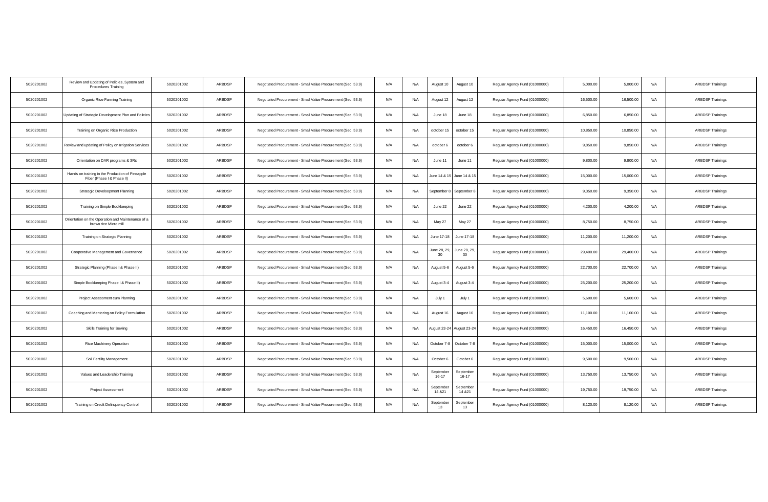| | | | | | | | | | | | | | |
|---|---|---|---|---|---|---|---|---|---|---|---|---|---|
| 5020201002 | Review and Updating of Policies, System and Procedures Training | 5020201002 | ARBDSP | Negotiated Procurement - Small Value Procurement (Sec. 53.9) | N/A | N/A | August 10 | August 10 | Regular Agency Fund (01000000) | 5,000.00 | 5,000.00 | N/A | ARBDSP Trainings |
| 5020201002 | Organic Rice Farming Training | 5020201002 | ARBDSP | Negotiated Procurement - Small Value Procurement (Sec. 53.9) | N/A | N/A | August 12 | August 12 | Regular Agency Fund (01000000) | 16,500.00 | 16,500.00 | N/A | ARBDSP Trainings |
| 5020201002 | Updating of Strategic Development Plan and Policies | 5020201002 | ARBDSP | Negotiated Procurement - Small Value Procurement (Sec. 53.9) | N/A | N/A | June 18 | June 18 | Regular Agency Fund (01000000) | 6,850.00 | 6,850.00 | N/A | ARBDSP Trainings |
| 5020201002 | Training on Organic Rice Production | 5020201002 | ARBDSP | Negotiated Procurement - Small Value Procurement (Sec. 53.9) | N/A | N/A | october 15 | october 15 | Regular Agency Fund (01000000) | 10,850.00 | 10,850.00 | N/A | ARBDSP Trainings |
| 5020201002 | Review and updating of Policy on Irrigation Services | 5020201002 | ARBDSP | Negotiated Procurement - Small Value Procurement (Sec. 53.9) | N/A | N/A | october 6 | october 6 | Regular Agency Fund (01000000) | 9,850.00 | 9,850.00 | N/A | ARBDSP Trainings |
| 5020201002 | Orientation on DAR programs & 3Rs | 5020201002 | ARBDSP | Negotiated Procurement - Small Value Procurement (Sec. 53.9) | N/A | N/A | June 11 | June 11 | Regular Agency Fund (01000000) | 9,800.00 | 9,800.00 | N/A | ARBDSP Trainings |
| 5020201002 | Hands on training in the Production of Pineapple Fiber (Phase I & Phase II) | 5020201002 | ARBDSP | Negotiated Procurement - Small Value Procurement (Sec. 53.9) | N/A | N/A | June 14 & 15 | June 14 & 15 | Regular Agency Fund (01000000) | 15,000.00 | 15,000.00 | N/A | ARBDSP Trainings |
| 5020201002 | Strategic Develoopment Planning | 5020201002 | ARBDSP | Negotiated Procurement - Small Value Procurement (Sec. 53.9) | N/A | N/A | September 8 | September 8 | Regular Agency Fund (01000000) | 9,350.00 | 9,350.00 | N/A | ARBDSP Trainings |
| 5020201002 | Training on Simple Bookkeeping | 5020201002 | ARBDSP | Negotiated Procurement - Small Value Procurement (Sec. 53.9) | N/A | N/A | June 22 | June 22 | Regular Agency Fund (01000000) | 4,200.00 | 4,200.00 | N/A | ARBDSP Trainings |
| 5020201002 | Orientation on the Operation and Maintenance of a brown rice Micro mill | 5020201002 | ARBDSP | Negotiated Procurement - Small Value Procurement (Sec. 53.9) | N/A | N/A | May 27 | May 27 | Regular Agency Fund (01000000) | 8,750.00 | 8,750.00 | N/A | ARBDSP Trainings |
| 5020201002 | Training on Strategic Planning | 5020201002 | ARBDSP | Negotiated Procurement - Small Value Procurement (Sec. 53.9) | N/A | N/A | June 17-18 | June 17-18 | Regular Agency Fund (01000000) | 11,200.00 | 11,200.00 | N/A | ARBDSP Trainings |
| 5020201002 | Cooperative Management and Governance | 5020201002 | ARBDSP | Negotiated Procurement - Small Value Procurement (Sec. 53.9) | N/A | N/A | June 28, 29, 30 | June 28, 29, 30 | Regular Agency Fund (01000000) | 29,400.00 | 29,400.00 | N/A | ARBDSP Trainings |
| 5020201002 | Strategic Planning (Phase I & Phase II) | 5020201002 | ARBDSP | Negotiated Procurement - Small Value Procurement (Sec. 53.9) | N/A | N/A | August 5-6 | August 5-6 | Regular Agency Fund (01000000) | 22,700.00 | 22,700.00 | N/A | ARBDSP Trainings |
| 5020201002 | Simple Bookkeeping Phase I & Phase II) | 5020201002 | ARBDSP | Negotiated Procurement - Small Value Procurement (Sec. 53.9) | N/A | N/A | August 3-4 | August 3-4 | Regular Agency Fund (01000000) | 25,200.00 | 25,200.00 | N/A | ARBDSP Trainings |
| 5020201002 | Project Assessment cum Planning | 5020201002 | ARBDSP | Negotiated Procurement - Small Value Procurement (Sec. 53.9) | N/A | N/A | July 1 | July 1 | Regular Agency Fund (01000000) | 5,600.00 | 5,600.00 | N/A | ARBDSP Trainings |
| 5020201002 | Coaching and Mentoring on Policy Formulation | 5020201002 | ARBDSP | Negotiated Procurement - Small Value Procurement (Sec. 53.9) | N/A | N/A | August 16 | August 16 | Regular Agency Fund (01000000) | 11,100.00 | 11,100.00 | N/A | ARBDSP Trainings |
| 5020201002 | Skills Training for Sewing | 5020201002 | ARBDSP | Negotiated Procurement - Small Value Procurement (Sec. 53.9) | N/A | N/A | August 23-24 | August 23-24 | Regular Agency Fund (01000000) | 16,450.00 | 16,450.00 | N/A | ARBDSP Trainings |
| 5020201002 | Rice Machinery Operation | 5020201002 | ARBDSP | Negotiated Procurement - Small Value Procurement (Sec. 53.9) | N/A | N/A | October 7-8 | October 7-8 | Regular Agency Fund (01000000) | 15,000.00 | 15,000.00 | N/A | ARBDSP Trainings |
| 5020201002 | Soil Fertility Management | 5020201002 | ARBDSP | Negotiated Procurement - Small Value Procurement (Sec. 53.9) | N/A | N/A | October 6 | October 6 | Regular Agency Fund (01000000) | 9,500.00 | 9,500.00 | N/A | ARBDSP Trainings |
| 5020201002 | Values and Leadership Training | 5020201002 | ARBDSP | Negotiated Procurement - Small Value Procurement (Sec. 53.9) | N/A | N/A | September 16-17 | September 16-17 | Regular Agency Fund (01000000) | 13,750.00 | 13,750.00 | N/A | ARBDSP Trainings |
| 5020201002 | Project Assessment | 5020201002 | ARBDSP | Negotiated Procurement - Small Value Procurement (Sec. 53.9) | N/A | N/A | September 14 &21 | September 14 &21 | Regular Agency Fund (01000000) | 19,750.00 | 19,750.00 | N/A | ARBDSP Trainings |
| 5020201002 | Training on Credit Delinquency Control | 5020201002 | ARBDSP | Negotiated Procurement - Small Value Procurement (Sec. 53.9) | N/A | N/A | September 13 | September 13 | Regular Agency Fund (01000000) | 8,120.00 | 8,120.00 | N/A | ARBDSP Trainings |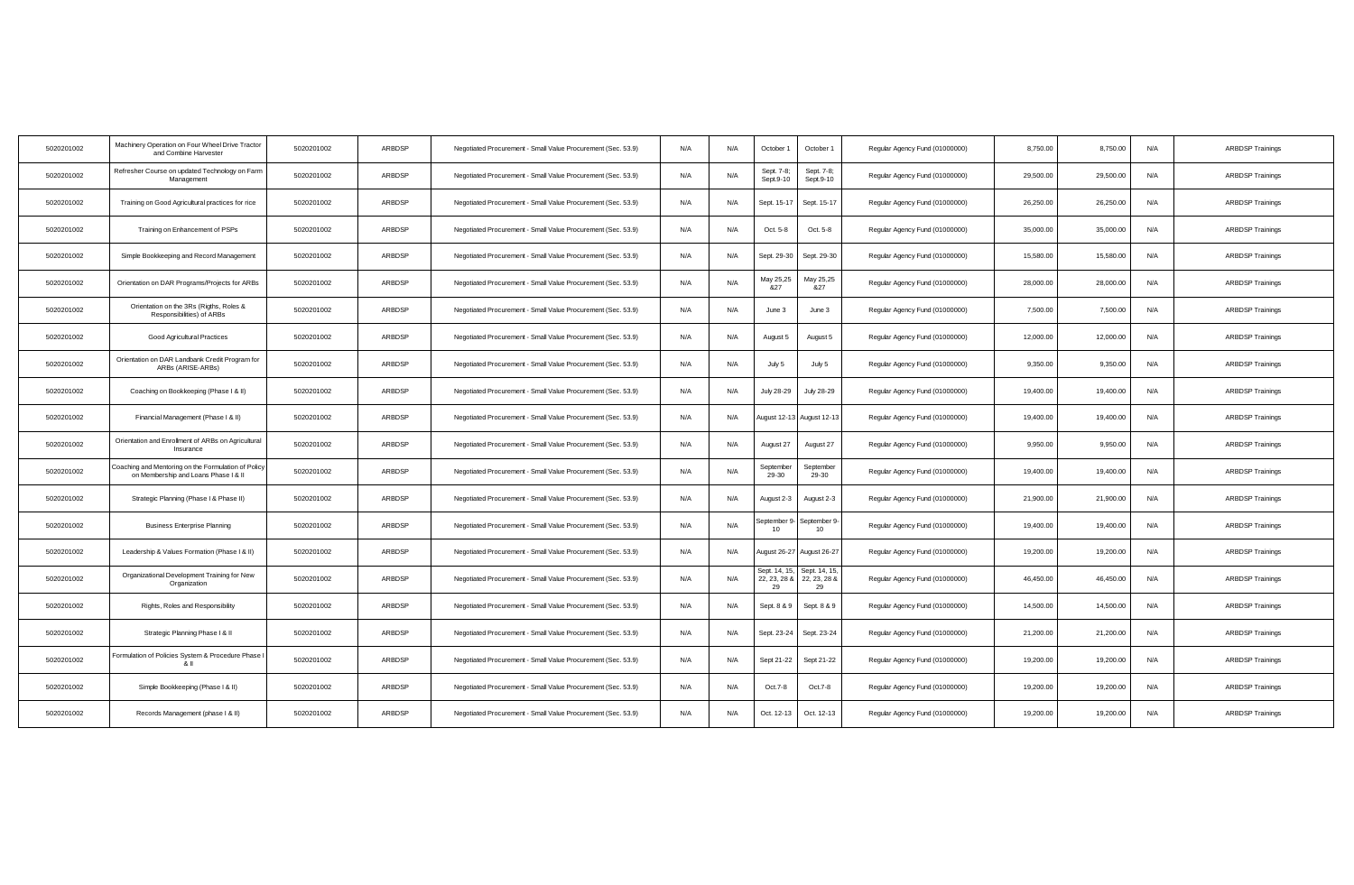| | | | | | | | | | | | | | |
|---|---|---|---|---|---|---|---|---|---|---|---|---|---|
| 5020201002 | Machinery Operation on Four Wheel Drive Tractor and Combine Harvester | 5020201002 | ARBDSP | Negotiated Procurement - Small Value Procurement (Sec. 53.9) | N/A | N/A | October 1 | October 1 | Regular Agency Fund (01000000) | 8,750.00 | 8,750.00 | N/A | ARBDSP Trainings |
| 5020201002 | Refresher Course on updated Technology on Farm Management | 5020201002 | ARBDSP | Negotiated Procurement - Small Value Procurement (Sec. 53.9) | N/A | N/A | Sept. 7-8; Sept.9-10 | Sept. 7-8; Sept.9-10 | Regular Agency Fund (01000000) | 29,500.00 | 29,500.00 | N/A | ARBDSP Trainings |
| 5020201002 | Training on Good Agricultural practices for rice | 5020201002 | ARBDSP | Negotiated Procurement - Small Value Procurement (Sec. 53.9) | N/A | N/A | Sept. 15-17 | Sept. 15-17 | Regular Agency Fund (01000000) | 26,250.00 | 26,250.00 | N/A | ARBDSP Trainings |
| 5020201002 | Training on Enhancement of PSPs | 5020201002 | ARBDSP | Negotiated Procurement - Small Value Procurement (Sec. 53.9) | N/A | N/A | Oct. 5-8 | Oct. 5-8 | Regular Agency Fund (01000000) | 35,000.00 | 35,000.00 | N/A | ARBDSP Trainings |
| 5020201002 | Simple Bookkeeping and Record Management | 5020201002 | ARBDSP | Negotiated Procurement - Small Value Procurement (Sec. 53.9) | N/A | N/A | Sept. 29-30 | Sept. 29-30 | Regular Agency Fund (01000000) | 15,580.00 | 15,580.00 | N/A | ARBDSP Trainings |
| 5020201002 | Orientation on DAR Programs/Projects for ARBs | 5020201002 | ARBDSP | Negotiated Procurement - Small Value Procurement (Sec. 53.9) | N/A | N/A | May 25,25 &27 | May 25,25 &27 | Regular Agency Fund (01000000) | 28,000.00 | 28,000.00 | N/A | ARBDSP Trainings |
| 5020201002 | Orientation on the 3Rs (Rigths, Roles & Responsibilities) of ARBs | 5020201002 | ARBDSP | Negotiated Procurement - Small Value Procurement (Sec. 53.9) | N/A | N/A | June 3 | June 3 | Regular Agency Fund (01000000) | 7,500.00 | 7,500.00 | N/A | ARBDSP Trainings |
| 5020201002 | Good Agricultural Practices | 5020201002 | ARBDSP | Negotiated Procurement - Small Value Procurement (Sec. 53.9) | N/A | N/A | August 5 | August 5 | Regular Agency Fund (01000000) | 12,000.00 | 12,000.00 | N/A | ARBDSP Trainings |
| 5020201002 | Orientation on DAR Landbank Credit Program for ARBs (ARISE-ARBs) | 5020201002 | ARBDSP | Negotiated Procurement - Small Value Procurement (Sec. 53.9) | N/A | N/A | July 5 | July 5 | Regular Agency Fund (01000000) | 9,350.00 | 9,350.00 | N/A | ARBDSP Trainings |
| 5020201002 | Coaching on Bookkeeping (Phase I & II) | 5020201002 | ARBDSP | Negotiated Procurement - Small Value Procurement (Sec. 53.9) | N/A | N/A | July 28-29 | July 28-29 | Regular Agency Fund (01000000) | 19,400.00 | 19,400.00 | N/A | ARBDSP Trainings |
| 5020201002 | Financial Management (Phase I & II) | 5020201002 | ARBDSP | Negotiated Procurement - Small Value Procurement (Sec. 53.9) | N/A | N/A | August 12-13 | August 12-13 | Regular Agency Fund (01000000) | 19,400.00 | 19,400.00 | N/A | ARBDSP Trainings |
| 5020201002 | Orientation and Enrollment of ARBs on Agricultural Insurance | 5020201002 | ARBDSP | Negotiated Procurement - Small Value Procurement (Sec. 53.9) | N/A | N/A | August 27 | August 27 | Regular Agency Fund (01000000) | 9,950.00 | 9,950.00 | N/A | ARBDSP Trainings |
| 5020201002 | Coaching and Mentoring on the Formulation of Policy on Membership and Loans Phase I & II | 5020201002 | ARBDSP | Negotiated Procurement - Small Value Procurement (Sec. 53.9) | N/A | N/A | September 29-30 | September 29-30 | Regular Agency Fund (01000000) | 19,400.00 | 19,400.00 | N/A | ARBDSP Trainings |
| 5020201002 | Strategic Planning (Phase I & Phase II) | 5020201002 | ARBDSP | Negotiated Procurement - Small Value Procurement (Sec. 53.9) | N/A | N/A | August 2-3 | August 2-3 | Regular Agency Fund (01000000) | 21,900.00 | 21,900.00 | N/A | ARBDSP Trainings |
| 5020201002 | Business Enterprise Planning | 5020201002 | ARBDSP | Negotiated Procurement - Small Value Procurement (Sec. 53.9) | N/A | N/A | September 9-10 | September 9-10 | Regular Agency Fund (01000000) | 19,400.00 | 19,400.00 | N/A | ARBDSP Trainings |
| 5020201002 | Leadership & Values Formation (Phase I & II) | 5020201002 | ARBDSP | Negotiated Procurement - Small Value Procurement (Sec. 53.9) | N/A | N/A | August 26-27 | August 26-27 | Regular Agency Fund (01000000) | 19,200.00 | 19,200.00 | N/A | ARBDSP Trainings |
| 5020201002 | Organizational Development Training for New Organization | 5020201002 | ARBDSP | Negotiated Procurement - Small Value Procurement (Sec. 53.9) | N/A | N/A | Sept. 14, 15, 22, 23, 28 & 29 | Sept. 14, 15, 22, 23, 28 & 29 | Regular Agency Fund (01000000) | 46,450.00 | 46,450.00 | N/A | ARBDSP Trainings |
| 5020201002 | Rights, Roles and Responsibility | 5020201002 | ARBDSP | Negotiated Procurement - Small Value Procurement (Sec. 53.9) | N/A | N/A | Sept. 8 & 9 | Sept. 8 & 9 | Regular Agency Fund (01000000) | 14,500.00 | 14,500.00 | N/A | ARBDSP Trainings |
| 5020201002 | Strategic Planning Phase I & II | 5020201002 | ARBDSP | Negotiated Procurement - Small Value Procurement (Sec. 53.9) | N/A | N/A | Sept. 23-24 | Sept. 23-24 | Regular Agency Fund (01000000) | 21,200.00 | 21,200.00 | N/A | ARBDSP Trainings |
| 5020201002 | Formulation of Policies System & Procedure Phase I & II | 5020201002 | ARBDSP | Negotiated Procurement - Small Value Procurement (Sec. 53.9) | N/A | N/A | Sept 21-22 | Sept 21-22 | Regular Agency Fund (01000000) | 19,200.00 | 19,200.00 | N/A | ARBDSP Trainings |
| 5020201002 | Simple Bookkeeping (Phase I & II) | 5020201002 | ARBDSP | Negotiated Procurement - Small Value Procurement (Sec. 53.9) | N/A | N/A | Oct.7-8 | Oct.7-8 | Regular Agency Fund (01000000) | 19,200.00 | 19,200.00 | N/A | ARBDSP Trainings |
| 5020201002 | Records Management (phase I & II) | 5020201002 | ARBDSP | Negotiated Procurement - Small Value Procurement (Sec. 53.9) | N/A | N/A | Oct. 12-13 | Oct. 12-13 | Regular Agency Fund (01000000) | 19,200.00 | 19,200.00 | N/A | ARBDSP Trainings |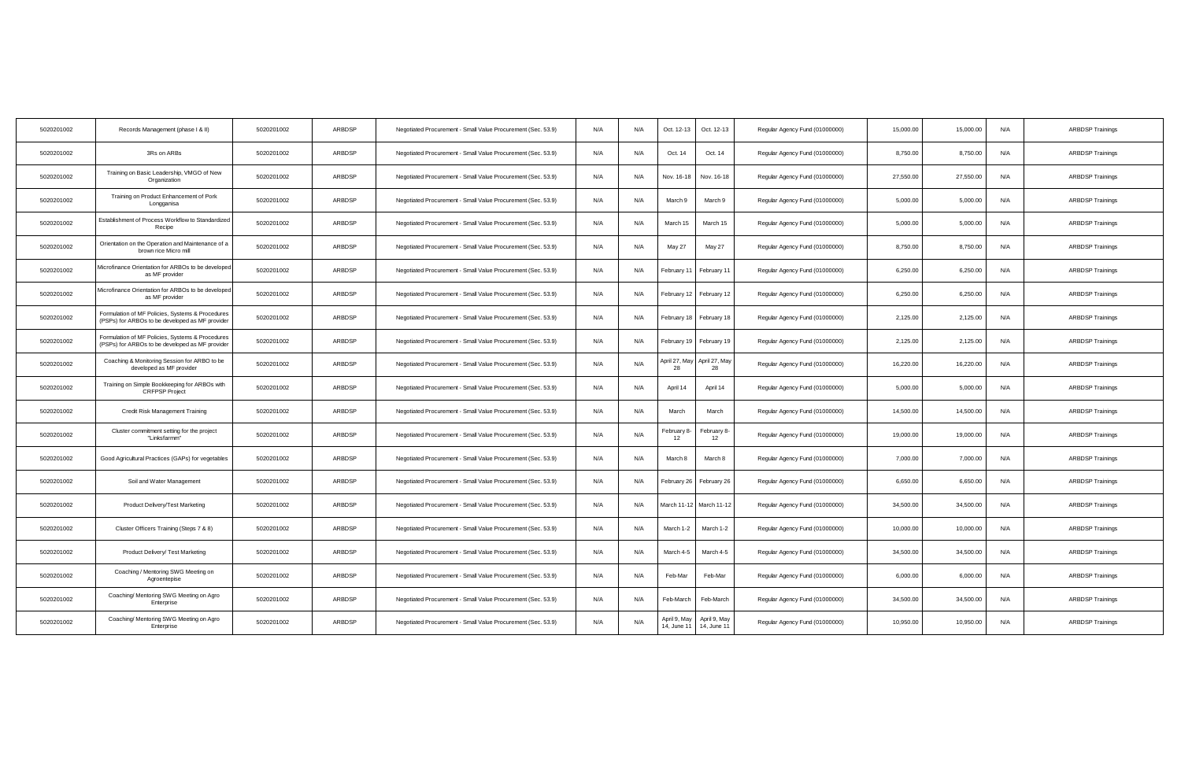| | | | | | | | | | | | | | |
|---|---|---|---|---|---|---|---|---|---|---|---|---|---|
| 5020201002 | Records Management (phase I & II) | 5020201002 | ARBDSP | Negotiated Procurement - Small Value Procurement (Sec. 53.9) | N/A | N/A | Oct. 12-13 | Oct. 12-13 | Regular Agency Fund (01000000) | 15,000.00 | 15,000.00 | N/A | ARBDSP Trainings |
| 5020201002 | 3Rs on ARBs | 5020201002 | ARBDSP | Negotiated Procurement - Small Value Procurement (Sec. 53.9) | N/A | N/A | Oct. 14 | Oct. 14 | Regular Agency Fund (01000000) | 8,750.00 | 8,750.00 | N/A | ARBDSP Trainings |
| 5020201002 | Training on Basic Leadership, VMGO of New Organization | 5020201002 | ARBDSP | Negotiated Procurement - Small Value Procurement (Sec. 53.9) | N/A | N/A | Nov. 16-18 | Nov. 16-18 | Regular Agency Fund (01000000) | 27,550.00 | 27,550.00 | N/A | ARBDSP Trainings |
| 5020201002 | Training on Product Enhancement of Pork Longganisa | 5020201002 | ARBDSP | Negotiated Procurement - Small Value Procurement (Sec. 53.9) | N/A | N/A | March 9 | March 9 | Regular Agency Fund (01000000) | 5,000.00 | 5,000.00 | N/A | ARBDSP Trainings |
| 5020201002 | Establishment of Process Workflow to Standardized Recipe | 5020201002 | ARBDSP | Negotiated Procurement - Small Value Procurement (Sec. 53.9) | N/A | N/A | March 15 | March 15 | Regular Agency Fund (01000000) | 5,000.00 | 5,000.00 | N/A | ARBDSP Trainings |
| 5020201002 | Orientation on the Operation and Maintenance of a brown rice Micro mill | 5020201002 | ARBDSP | Negotiated Procurement - Small Value Procurement (Sec. 53.9) | N/A | N/A | May 27 | May 27 | Regular Agency Fund (01000000) | 8,750.00 | 8,750.00 | N/A | ARBDSP Trainings |
| 5020201002 | Microfinance Orientation for ARBOs to be developed as MF provider | 5020201002 | ARBDSP | Negotiated Procurement - Small Value Procurement (Sec. 53.9) | N/A | N/A | February 11 | February 11 | Regular Agency Fund (01000000) | 6,250.00 | 6,250.00 | N/A | ARBDSP Trainings |
| 5020201002 | Microfinance Orientation for ARBOs to be developed as MF provider | 5020201002 | ARBDSP | Negotiated Procurement - Small Value Procurement (Sec. 53.9) | N/A | N/A | February 12 | February 12 | Regular Agency Fund (01000000) | 6,250.00 | 6,250.00 | N/A | ARBDSP Trainings |
| 5020201002 | Formulation of MF Policies, Systems & Procedures (PSPs) for ARBOs to be developed as MF provider | 5020201002 | ARBDSP | Negotiated Procurement - Small Value Procurement (Sec. 53.9) | N/A | N/A | February 18 | February 18 | Regular Agency Fund (01000000) | 2,125.00 | 2,125.00 | N/A | ARBDSP Trainings |
| 5020201002 | Formulation of MF Policies, Systems & Procedures (PSPs) for ARBOs to be developed as MF provider | 5020201002 | ARBDSP | Negotiated Procurement - Small Value Procurement (Sec. 53.9) | N/A | N/A | February 19 | February 19 | Regular Agency Fund (01000000) | 2,125.00 | 2,125.00 | N/A | ARBDSP Trainings |
| 5020201002 | Coaching & Monitoring Session for ARBO to be developed as MF provider | 5020201002 | ARBDSP | Negotiated Procurement - Small Value Procurement (Sec. 53.9) | N/A | N/A | April 27, May 28 | April 27, May 28 | Regular Agency Fund (01000000) | 16,220.00 | 16,220.00 | N/A | ARBDSP Trainings |
| 5020201002 | Training on Simple Bookkeeping for ARBOs with CRFPSP Project | 5020201002 | ARBDSP | Negotiated Procurement - Small Value Procurement (Sec. 53.9) | N/A | N/A | April 14 | April 14 | Regular Agency Fund (01000000) | 5,000.00 | 5,000.00 | N/A | ARBDSP Trainings |
| 5020201002 | Credit Risk Management Training | 5020201002 | ARBDSP | Negotiated Procurement - Small Value Procurement (Sec. 53.9) | N/A | N/A | March | March | Regular Agency Fund (01000000) | 14,500.00 | 14,500.00 | N/A | ARBDSP Trainings |
| 5020201002 | Cluster commitment setting for the project "Linksfarmm" | 5020201002 | ARBDSP | Negotiated Procurement - Small Value Procurement (Sec. 53.9) | N/A | N/A | February 8-12 | February 8-12 | Regular Agency Fund (01000000) | 19,000.00 | 19,000.00 | N/A | ARBDSP Trainings |
| 5020201002 | Good Agricultural Practices (GAPs) for vegetables | 5020201002 | ARBDSP | Negotiated Procurement - Small Value Procurement (Sec. 53.9) | N/A | N/A | March 8 | March 8 | Regular Agency Fund (01000000) | 7,000.00 | 7,000.00 | N/A | ARBDSP Trainings |
| 5020201002 | Soil and Water Management | 5020201002 | ARBDSP | Negotiated Procurement - Small Value Procurement (Sec. 53.9) | N/A | N/A | February 26 | February 26 | Regular Agency Fund (01000000) | 6,650.00 | 6,650.00 | N/A | ARBDSP Trainings |
| 5020201002 | Product Delivery/Test Marketing | 5020201002 | ARBDSP | Negotiated Procurement - Small Value Procurement (Sec. 53.9) | N/A | N/A | March 11-12 | March 11-12 | Regular Agency Fund (01000000) | 34,500.00 | 34,500.00 | N/A | ARBDSP Trainings |
| 5020201002 | Cluster Officers Training (Steps 7 & 8) | 5020201002 | ARBDSP | Negotiated Procurement - Small Value Procurement (Sec. 53.9) | N/A | N/A | March 1-2 | March 1-2 | Regular Agency Fund (01000000) | 10,000.00 | 10,000.00 | N/A | ARBDSP Trainings |
| 5020201002 | Product Delivery/ Test Marketing | 5020201002 | ARBDSP | Negotiated Procurement - Small Value Procurement (Sec. 53.9) | N/A | N/A | March 4-5 | March 4-5 | Regular Agency Fund (01000000) | 34,500.00 | 34,500.00 | N/A | ARBDSP Trainings |
| 5020201002 | Coaching / Mentoring SWG Meeting on Agroentepise | 5020201002 | ARBDSP | Negotiated Procurement - Small Value Procurement (Sec. 53.9) | N/A | N/A | Feb-Mar | Feb-Mar | Regular Agency Fund (01000000) | 6,000.00 | 6,000.00 | N/A | ARBDSP Trainings |
| 5020201002 | Coaching/ Mentoring SWG Meeting on Agro Enterprise | 5020201002 | ARBDSP | Negotiated Procurement - Small Value Procurement (Sec. 53.9) | N/A | N/A | Feb-March | Feb-March | Regular Agency Fund (01000000) | 34,500.00 | 34,500.00 | N/A | ARBDSP Trainings |
| 5020201002 | Coaching/ Mentoring SWG Meeting on Agro Enterprise | 5020201002 | ARBDSP | Negotiated Procurement - Small Value Procurement (Sec. 53.9) | N/A | N/A | April 9, May 14, June 11 | April 9, May 14, June 11 | Regular Agency Fund (01000000) | 10,950.00 | 10,950.00 | N/A | ARBDSP Trainings |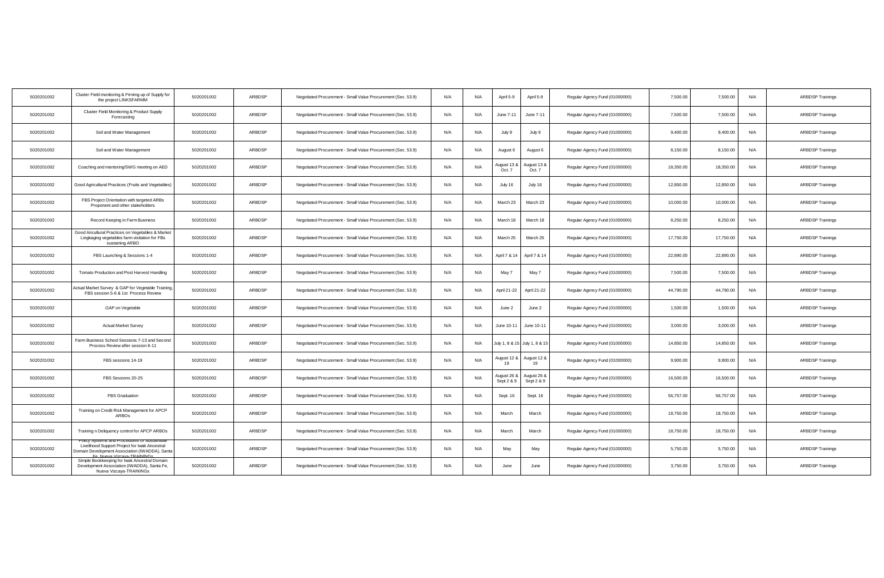| | | | | | | | | | | | | | |
|---|---|---|---|---|---|---|---|---|---|---|---|---|---|
| 5020201002 | Cluster Field monitoring & Firming up of Supply for the project LINKSFARMM | 5020201002 | ARBDSP | Negotiated Procurement - Small Value Procurement (Sec. 53.9) | N/A | N/A | April 5-9 | April 5-9 | Regular Agency Fund (01000000) | 7,500.00 | 7,500.00 | N/A | ARBDSP Trainings |
| 5020201002 | Cluster Field Monitoring & Product Supply Forecasting | 5020201002 | ARBDSP | Negotiated Procurement - Small Value Procurement (Sec. 53.9) | N/A | N/A | June 7-11 | June 7-11 | Regular Agency Fund (01000000) | 7,500.00 | 7,500.00 | N/A | ARBDSP Trainings |
| 5020201002 | Soil and Water Management | 5020201002 | ARBDSP | Negotiated Procurement - Small Value Procurement (Sec. 53.9) | N/A | N/A | July 9 | July 9 | Regular Agency Fund (01000000) | 9,400.00 | 9,400.00 | N/A | ARBDSP Trainings |
| 5020201002 | Soil and Water Management | 5020201002 | ARBDSP | Negotiated Procurement - Small Value Procurement (Sec. 53.9) | N/A | N/A | August 6 | August 6 | Regular Agency Fund (01000000) | 8,150.00 | 8,150.00 | N/A | ARBDSP Trainings |
| 5020201002 | Coaching and mentoring/SWG meeting on AED | 5020201002 | ARBDSP | Negotiated Procurement - Small Value Procurement (Sec. 53.9) | N/A | N/A | August 13 & Oct. 7 | August 13 & Oct. 7 | Regular Agency Fund (01000000) | 18,350.00 | 18,350.00 | N/A | ARBDSP Trainings |
| 5020201002 | Good Agricultural Practices (Fruits and Vegetables) | 5020201002 | ARBDSP | Negotiated Procurement - Small Value Procurement (Sec. 53.9) | N/A | N/A | July 16 | July 16 | Regular Agency Fund (01000000) | 12,850.00 | 12,850.00 | N/A | ARBDSP Trainings |
| 5020201002 | FBS Project Orientation with targeted ARBs Proponent and other stakeholders | 5020201002 | ARBDSP | Negotiated Procurement - Small Value Procurement (Sec. 53.9) | N/A | N/A | March 23 | March 23 | Regular Agency Fund (01000000) | 10,000.00 | 10,000.00 | N/A | ARBDSP Trainings |
| 5020201002 | Record Keeping in Farm Business | 5020201002 | ARBDSP | Negotiated Procurement - Small Value Procurement (Sec. 53.9) | N/A | N/A | March 18 | March 18 | Regular Agency Fund (01000000) | 8,250.00 | 8,250.00 | N/A | ARBDSP Trainings |
| 5020201002 | Good Aricultural Practices on Vegetables & Market Lingkaging vegetables farm visitation for FBs sustaining ARBO | 5020201002 | ARBDSP | Negotiated Procurement - Small Value Procurement (Sec. 53.9) | N/A | N/A | March 25 | March 25 | Regular Agency Fund (01000000) | 17,750.00 | 17,750.00 | N/A | ARBDSP Trainings |
| 5020201002 | FBS Launching & Sessions 1-4 | 5020201002 | ARBDSP | Negotiated Procurement - Small Value Procurement (Sec. 53.9) | N/A | N/A | April 7 & 14 | April 7 & 14 | Regular Agency Fund (01000000) | 22,890.00 | 22,890.00 | N/A | ARBDSP Trainings |
| 5020201002 | Tomato Production and Post Harvest Handling | 5020201002 | ARBDSP | Negotiated Procurement - Small Value Procurement (Sec. 53.9) | N/A | N/A | May 7 | May 7 | Regular Agency Fund (01000000) | 7,500.00 | 7,500.00 | N/A | ARBDSP Trainings |
| 5020201002 | Actual Market Survey & GAP for Vegetable Training, FBS session 5-6 & 1st Process Review | 5020201002 | ARBDSP | Negotiated Procurement - Small Value Procurement (Sec. 53.9) | N/A | N/A | April 21-22 | April 21-22 | Regular Agency Fund (01000000) | 44,790.00 | 44,790.00 | N/A | ARBDSP Trainings |
| 5020201002 | GAP on Vegetable | 5020201002 | ARBDSP | Negotiated Procurement - Small Value Procurement (Sec. 53.9) | N/A | N/A | June 2 | June 2 | Regular Agency Fund (01000000) | 1,500.00 | 1,500.00 | N/A | ARBDSP Trainings |
| 5020201002 | Actual Market Survey | 5020201002 | ARBDSP | Negotiated Procurement - Small Value Procurement (Sec. 53.9) | N/A | N/A | June 10-11 | June 10-11 | Regular Agency Fund (01000000) | 3,000.00 | 3,000.00 | N/A | ARBDSP Trainings |
| 5020201002 | Farm Business School Sessions 7-13 and Second Process Review after session 6-11 | 5020201002 | ARBDSP | Negotiated Procurement - Small Value Procurement (Sec. 53.9) | N/A | N/A | July 1, 8 & 15 | July 1, 8 & 15 | Regular Agency Fund (01000000) | 14,850.00 | 14,850.00 | N/A | ARBDSP Trainings |
| 5020201002 | FBS sessions 14-19 | 5020201002 | ARBDSP | Negotiated Procurement - Small Value Procurement (Sec. 53.9) | N/A | N/A | August 12 & 19 | August 12 & 19 | Regular Agency Fund (01000000) | 9,900.00 | 9,900.00 | N/A | ARBDSP Trainings |
| 5020201002 | FBS Sessions 20-25 | 5020201002 | ARBDSP | Negotiated Procurement - Small Value Procurement (Sec. 53.9) | N/A | N/A | August 26 & Sept 2 & 9 | August 26 & Sept 2 & 9 | Regular Agency Fund (01000000) | 16,500.00 | 16,500.00 | N/A | ARBDSP Trainings |
| 5020201002 | FBS Graduation | 5020201002 | ARBDSP | Negotiated Procurement - Small Value Procurement (Sec. 53.9) | N/A | N/A | Sept. 16 | Sept. 16 | Regular Agency Fund (01000000) | 56,757.00 | 56,757.00 | N/A | ARBDSP Trainings |
| 5020201002 | Training on Credit Risk Management for APCP ARBOs | 5020201002 | ARBDSP | Negotiated Procurement - Small Value Procurement (Sec. 53.9) | N/A | N/A | March | March | Regular Agency Fund (01000000) | 18,750.00 | 18,750.00 | N/A | ARBDSP Trainings |
| 5020201002 | Training n Deliquency control for APCP ARBOs | 5020201002 | ARBDSP | Negotiated Procurement - Small Value Procurement (Sec. 53.9) | N/A | N/A | March | March | Regular Agency Fund (01000000) | 18,750.00 | 18,750.00 | N/A | ARBDSP Trainings |
| 5020201002 | Policy Systems and Procedures of Sustainable Livelihood Support Project for Iwak Ancestral Domain Development Association (IWADDA), Santa Fe, Nueva Vizcaya-TRAININGs | 5020201002 | ARBDSP | Negotiated Procurement - Small Value Procurement (Sec. 53.9) | N/A | N/A | May | May | Regular Agency Fund (01000000) | 5,750.00 | 5,750.00 | N/A | ARBDSP Trainings |
| 5020201002 | Simple Bookkeeping for Iwak Ancestral Domain Development Association (IWADDA), Santa Fe, Nueva Vizcaya-TRAININGs | 5020201002 | ARBDSP | Negotiated Procurement - Small Value Procurement (Sec. 53.9) | N/A | N/A | June | June | Regular Agency Fund (01000000) | 3,750.00 | 3,750.00 | N/A | ARBDSP Trainings |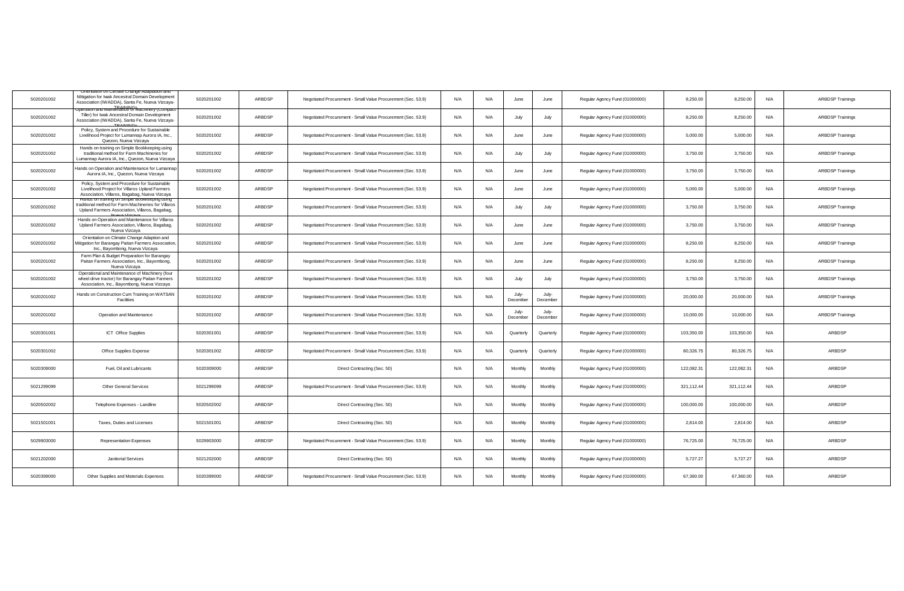| | | | | | | | | | | | | | |
|---|---|---|---|---|---|---|---|---|---|---|---|---|---|
| 5020201002 | Orientation on Climate Change Adaptation and Mitigation for Iwak Ancestral Domain Development Association (IWADDA), Santa Fe, Nueva Vizcaya-TRAININGS | 5020201002 | ARBDSP | Negotiated Procurement - Small Value Procurement (Sec. 53.9) | N/A | N/A | June | June | Regular Agency Fund (01000000) | 8,250.00 | 8,250.00 | N/A | ARBDSP Trainings |
| 5020201002 | Operation and Maintenance of Machinery (Compact Tiller) for Iwak Ancestral Domain Development Association (IWADDA), Santa Fe, Nueva Vizcaya-TRAININGS | 5020201002 | ARBDSP | Negotiated Procurement - Small Value Procurement (Sec. 53.9) | N/A | N/A | July | July | Regular Agency Fund (01000000) | 8,250.00 | 8,250.00 | N/A | ARBDSP Trainings |
| 5020201002 | Policy, System and Procedure for Sustainable Livelihood Project for Lumannap Aurora IA, Inc., Quezon, Nueva Vizcaya | 5020201002 | ARBDSP | Negotiated Procurement - Small Value Procurement (Sec. 53.9) | N/A | N/A | June | June | Regular Agency Fund (01000000) | 5,000.00 | 5,000.00 | N/A | ARBDSP Trainings |
| 5020201002 | Hands on training on Simple Bookkeeping using traditional method for Farm Machineries for Lumannap Aurora IA, Inc., Quezon, Nueva Vizcaya | 5020201002 | ARBDSP | Negotiated Procurement - Small Value Procurement (Sec. 53.9) | N/A | N/A | July | July | Regular Agency Fund (01000000) | 3,750.00 | 3,750.00 | N/A | ARBDSP Trainings |
| 5020201002 | Hands on Operation and Maintenance for Lumannap Aurora IA, Inc., Quezon, Nueva Vizcaya | 5020201002 | ARBDSP | Negotiated Procurement - Small Value Procurement (Sec. 53.9) | N/A | N/A | June | June | Regular Agency Fund (01000000) | 3,750.00 | 3,750.00 | N/A | ARBDSP Trainings |
| 5020201002 | Policy, System and Procedure for Sustainable Livelihood Project for Villaros Upland Farmers Association, Villaros, Bagabag, Nueva Vizcaya | 5020201002 | ARBDSP | Negotiated Procurement - Small Value Procurement (Sec. 53.9) | N/A | N/A | June | June | Regular Agency Fund (01000000) | 5,000.00 | 5,000.00 | N/A | ARBDSP Trainings |
| 5020201002 | Hands on training on Simple Bookkeeping using traditional method for Farm Machineries for Villaros Upland Farmers Association, Villaros, Bagabag, Nueva Vizcaya | 5020201002 | ARBDSP | Negotiated Procurement - Small Value Procurement (Sec. 53.9) | N/A | N/A | July | July | Regular Agency Fund (01000000) | 3,750.00 | 3,750.00 | N/A | ARBDSP Trainings |
| 5020201002 | Hands on Operation and Maintenance for Villaros Upland Farmers Association, Villaros, Bagabag, Nueva Vizcaya | 5020201002 | ARBDSP | Negotiated Procurement - Small Value Procurement (Sec. 53.9) | N/A | N/A | June | June | Regular Agency Fund (01000000) | 3,750.00 | 3,750.00 | N/A | ARBDSP Trainings |
| 5020201002 | Orientation on Climate Change Adaption and Mitigation for Barangay Paitan Farmers Association, Inc., Bayombong, Nueva Vizcaya | 5020201002 | ARBDSP | Negotiated Procurement - Small Value Procurement (Sec. 53.9) | N/A | N/A | June | June | Regular Agency Fund (01000000) | 8,250.00 | 8,250.00 | N/A | ARBDSP Trainings |
| 5020201002 | Farm Plan & Budget Preparation for Barangay Paitan Farmers Association, Inc., Bayombong, Nueva Vizcaya | 5020201002 | ARBDSP | Negotiated Procurement - Small Value Procurement (Sec. 53.9) | N/A | N/A | June | June | Regular Agency Fund (01000000) | 8,250.00 | 8,250.00 | N/A | ARBDSP Trainings |
| 5020201002 | Operational and Maintenance of Machinery (four wheel drive tractor) for Barangay Paitan Farmers Association, Inc., Bayombong, Nueva Vizcaya | 5020201002 | ARBDSP | Negotiated Procurement - Small Value Procurement (Sec. 53.9) | N/A | N/A | July | July | Regular Agency Fund (01000000) | 3,750.00 | 3,750.00 | N/A | ARBDSP Trainings |
| 5020201002 | Hands on Construction Cum Training on WATSAN Facilities | 5020201002 | ARBDSP | Negotiated Procurement - Small Value Procurement (Sec. 53.9) | N/A | N/A | July-December | July-December | Regular Agency Fund (01000000) | 20,000.00 | 20,000.00 | N/A | ARBDSP Trainings |
| 5020201002 | Operation and Maintenance | 5020201002 | ARBDSP | Negotiated Procurement - Small Value Procurement (Sec. 53.9) | N/A | N/A | July-December | July-December | Regular Agency Fund (01000000) | 10,000.00 | 10,000.00 | N/A | ARBDSP Trainings |
| 5020301001 | ICT Office Supplies | 5020301001 | ARBDSP | Negotiated Procurement - Small Value Procurement (Sec. 53.9) | N/A | N/A | Quarterly | Quarterly | Regular Agency Fund (01000000) | 103,350.00 | 103,350.00 | N/A | ARBDSP |
| 5020301002 | Office Supplies Expense | 5020301002 | ARBDSP | Negotiated Procurement - Small Value Procurement (Sec. 53.9) | N/A | N/A | Quarterly | Quarterly | Regular Agency Fund (01000000) | 80,326.75 | 80,326.75 | N/A | ARBDSP |
| 5020309000 | Fuel, Oil and Lubricants | 5020309000 | ARBDSP | Direct Contracting (Sec. 50) | N/A | N/A | Monthly | Monthly | Regular Agency Fund (01000000) | 122,082.31 | 122,082.31 | N/A | ARBDSP |
| 5021299099 | Other General Services | 5021299099 | ARBDSP | Negotiated Procurement - Small Value Procurement (Sec. 53.9) | N/A | N/A | Monthly | Monthly | Regular Agency Fund (01000000) | 321,112.44 | 321,112.44 | N/A | ARBDSP |
| 5020502002 | Telephone Expenses - Landline | 5020502002 | ARBDSP | Direct Contracting (Sec. 50) | N/A | N/A | Monthly | Monthly | Regular Agency Fund (01000000) | 100,000.00 | 100,000.00 | N/A | ARBDSP |
| 5021501001 | Taxes, Duties and Licenses | 5021501001 | ARBDSP | Direct Contracting (Sec. 50) | N/A | N/A | Monthly | Monthly | Regular Agency Fund (01000000) | 2,814.00 | 2,814.00 | N/A | ARBDSP |
| 5029903000 | Representation Expenses | 5029903000 | ARBDSP | Negotiated Procurement - Small Value Procurement (Sec. 53.9) | N/A | N/A | Monthly | Monthly | Regular Agency Fund (01000000) | 76,725.00 | 76,725.00 | N/A | ARBDSP |
| 5021202000 | Janitorial Services | 5021202000 | ARBDSP | Direct Contracting (Sec. 50) | N/A | N/A | Monthly | Monthly | Regular Agency Fund (01000000) | 5,727.27 | 5,727.27 | N/A | ARBDSP |
| 5020399000 | Other Supplies and Materials Expenses | 5020399000 | ARBDSP | Negotiated Procurement - Small Value Procurement (Sec. 53.9) | N/A | N/A | Monthly | Monthly | Regular Agency Fund (01000000) | 67,360.00 | 67,360.00 | N/A | ARBDSP |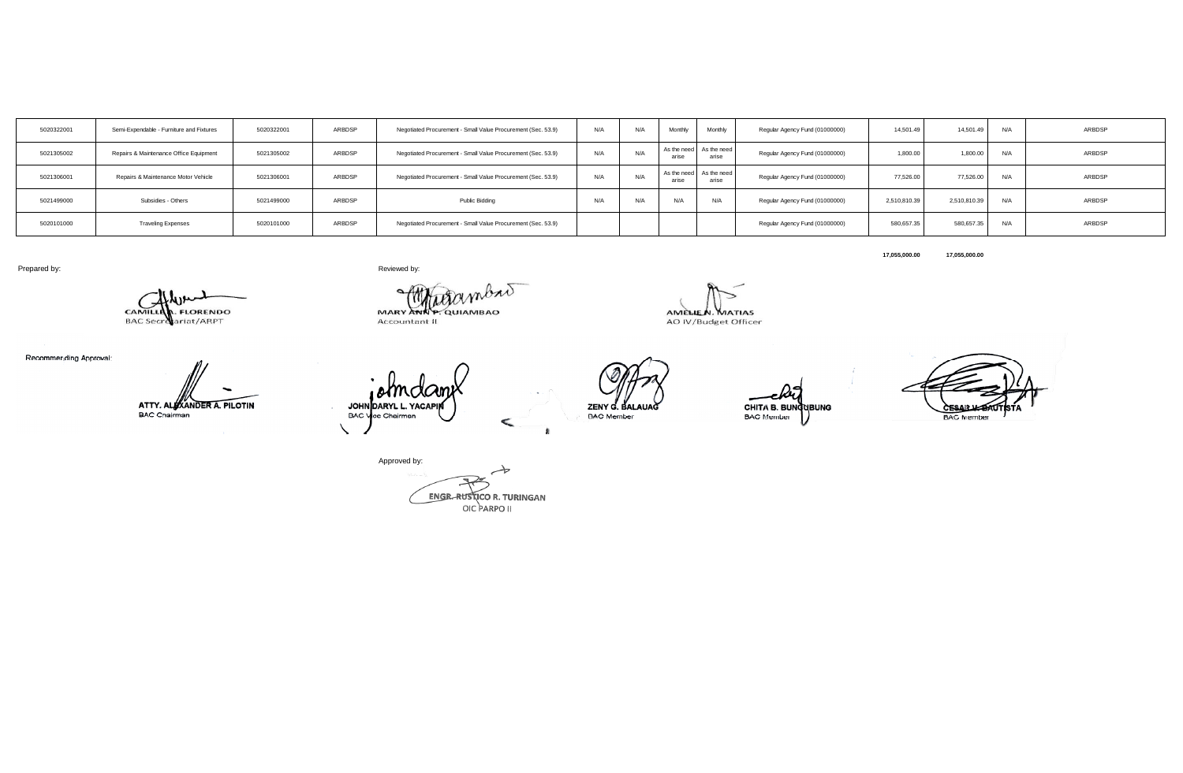| | | | | | | | | | | | | | |
|---|---|---|---|---|---|---|---|---|---|---|---|---|---|
| 5020322001 | Semi-Expendable - Furniture and Fixtures | 5020322001 | ARBDSP | Negotiated Procurement - Small Value Procurement (Sec. 53.9) | N/A | N/A | Monthly | Monthly | Regular Agency Fund (01000000) | 14,501.49 | 14,501.49 | N/A | ARBDSP |
| 5021305002 | Repairs & Maintenance Office Equipment | 5021305002 | ARBDSP | Negotiated Procurement - Small Value Procurement (Sec. 53.9) | N/A | N/A | As the need arise | As the need arise | Regular Agency Fund (01000000) | 1,800.00 | 1,800.00 | N/A | ARBDSP |
| 5021306001 | Repairs & Maintenance Motor Vehicle | 5021306001 | ARBDSP | Negotiated Procurement - Small Value Procurement (Sec. 53.9) | N/A | N/A | As the need arise | As the need arise | Regular Agency Fund (01000000) | 77,526.00 | 77,526.00 | N/A | ARBDSP |
| 5021499000 | Subsidies - Others | 5021499000 | ARBDSP | Public Bidding | N/A | N/A | N/A | N/A | Regular Agency Fund (01000000) | 2,510,810.39 | 2,510,810.39 | N/A | ARBDSP |
| 5020101000 | Traveling Expenses | 5020101000 | ARBDSP | Negotiated Procurement - Small Value Procurement (Sec. 53.9) | | | | | Regular Agency Fund (01000000) | 580,657.35 | 580,657.35 | N/A | ARBDSP |
| | | | | | | | | | | **17,055,000.00** | **17,055,000.00** | | |

Prepared by:

CAMILLE A. FLORENDO
BAC Secretariat/ARPT

Reviewed by:

MARY ANN P. QUIAMBAO
Accountant II

AMELIE N. MATIAS
AO IV/Budget Officer

Recommending Approval:

ATTY. ALEXANDER A. PILOTIN
BAC Chairman

JOHN DARYL L. YACAPIN
BAC Vice Chairman

ZENY G. BALAUAG
BAC Member

CHITA B. BUNGUBUNG
BAC Member

CESAR V. BAUTISTA
BAC Member

Approved by:

ENGR. RUSTICO R. TURINGAN
OIC PARPO II